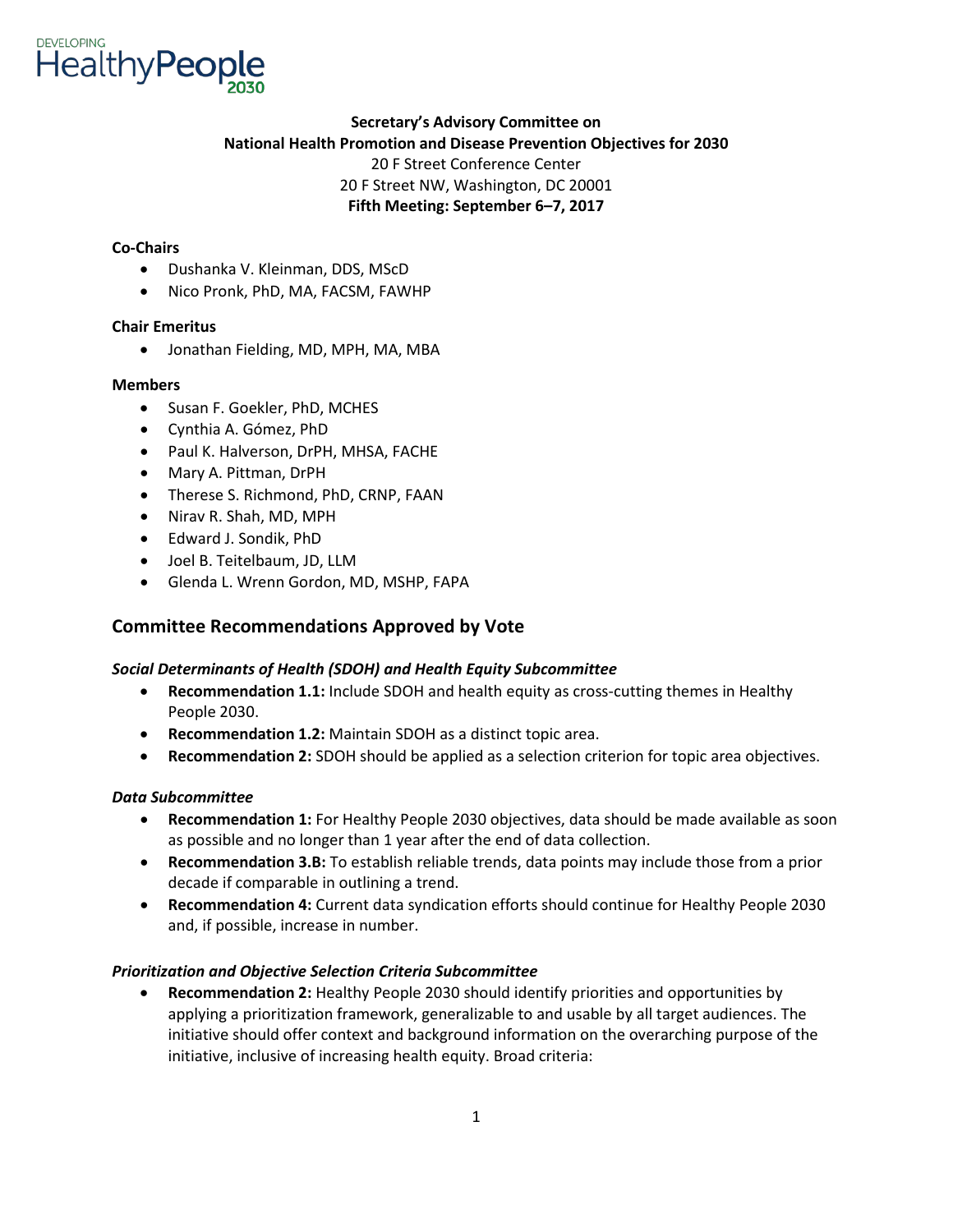DEVELOPING HealthyPeople 2030

**Secretary's Advisory Committee on**
**National Health Promotion and Disease Prevention Objectives for 2030**
20 F Street Conference Center
20 F Street NW, Washington, DC 20001
**Fifth Meeting: September 6–7, 2017**

**Co-Chairs**

- Dushanka V. Kleinman, DDS, MScD
- Nico Pronk, PhD, MA, FACSM, FAWHP

**Chair Emeritus**

- Jonathan Fielding, MD, MPH, MA, MBA

**Members**

- Susan F. Goekler, PhD, MCHES
- Cynthia A. Gómez, PhD
- Paul K. Halverson, DrPH, MHSA, FACHE
- Mary A. Pittman, DrPH
- Therese S. Richmond, PhD, CRNP, FAAN
- Nirav R. Shah, MD, MPH
- Edward J. Sondik, PhD
- Joel B. Teitelbaum, JD, LLM
- Glenda L. Wrenn Gordon, MD, MSHP, FAPA

## Committee Recommendations Approved by Vote

### *Social Determinants of Health (SDOH) and Health Equity Subcommittee*

- **Recommendation 1.1:** Include SDOH and health equity as cross-cutting themes in Healthy People 2030.
- **Recommendation 1.2:** Maintain SDOH as a distinct topic area.
- **Recommendation 2:** SDOH should be applied as a selection criterion for topic area objectives.

### *Data Subcommittee*

- **Recommendation 1:** For Healthy People 2030 objectives, data should be made available as soon as possible and no longer than 1 year after the end of data collection.
- **Recommendation 3.B:** To establish reliable trends, data points may include those from a prior decade if comparable in outlining a trend.
- **Recommendation 4:** Current data syndication efforts should continue for Healthy People 2030 and, if possible, increase in number.

### *Prioritization and Objective Selection Criteria Subcommittee*

- **Recommendation 2:** Healthy People 2030 should identify priorities and opportunities by applying a prioritization framework, generalizable to and usable by all target audiences. The initiative should offer context and background information on the overarching purpose of the initiative, inclusive of increasing health equity. Broad criteria: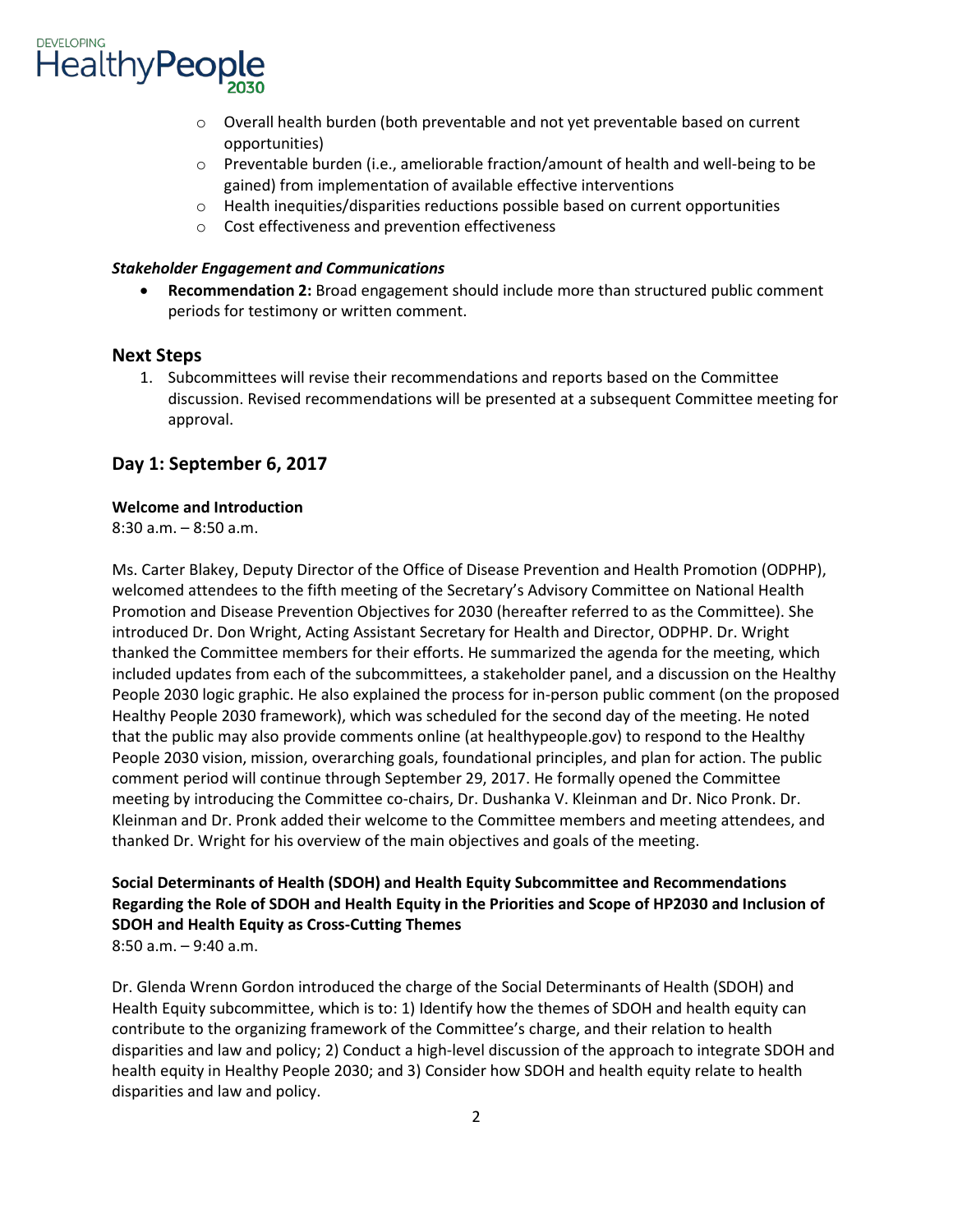- Overall health burden (both preventable and not yet preventable based on current opportunities)
    - Preventable burden (i.e., ameliorable fraction/amount of health and well-being to be gained) from implementation of available effective interventions
    - Health inequities/disparities reductions possible based on current opportunities
    - Cost effectiveness and prevention effectiveness

***Stakeholder Engagement and Communications***

- **Recommendation 2:** Broad engagement should include more than structured public comment periods for testimony or written comment.

## Next Steps

1. Subcommittees will revise their recommendations and reports based on the Committee discussion. Revised recommendations will be presented at a subsequent Committee meeting for approval.

## Day 1: September 6, 2017

**Welcome and Introduction**
8:30 a.m. – 8:50 a.m.

Ms. Carter Blakey, Deputy Director of the Office of Disease Prevention and Health Promotion (ODPHP), welcomed attendees to the fifth meeting of the Secretary's Advisory Committee on National Health Promotion and Disease Prevention Objectives for 2030 (hereafter referred to as the Committee). She introduced Dr. Don Wright, Acting Assistant Secretary for Health and Director, ODPHP. Dr. Wright thanked the Committee members for their efforts. He summarized the agenda for the meeting, which included updates from each of the subcommittees, a stakeholder panel, and a discussion on the Healthy People 2030 logic graphic. He also explained the process for in-person public comment (on the proposed Healthy People 2030 framework), which was scheduled for the second day of the meeting. He noted that the public may also provide comments online (at healthypeople.gov) to respond to the Healthy People 2030 vision, mission, overarching goals, foundational principles, and plan for action. The public comment period will continue through September 29, 2017. He formally opened the Committee meeting by introducing the Committee co-chairs, Dr. Dushanka V. Kleinman and Dr. Nico Pronk. Dr. Kleinman and Dr. Pronk added their welcome to the Committee members and meeting attendees, and thanked Dr. Wright for his overview of the main objectives and goals of the meeting.

**Social Determinants of Health (SDOH) and Health Equity Subcommittee and Recommendations Regarding the Role of SDOH and Health Equity in the Priorities and Scope of HP2030 and Inclusion of SDOH and Health Equity as Cross-Cutting Themes**
8:50 a.m. – 9:40 a.m.

Dr. Glenda Wrenn Gordon introduced the charge of the Social Determinants of Health (SDOH) and Health Equity subcommittee, which is to: 1) Identify how the themes of SDOH and health equity can contribute to the organizing framework of the Committee's charge, and their relation to health disparities and law and policy; 2) Conduct a high-level discussion of the approach to integrate SDOH and health equity in Healthy People 2030; and 3) Consider how SDOH and health equity relate to health disparities and law and policy.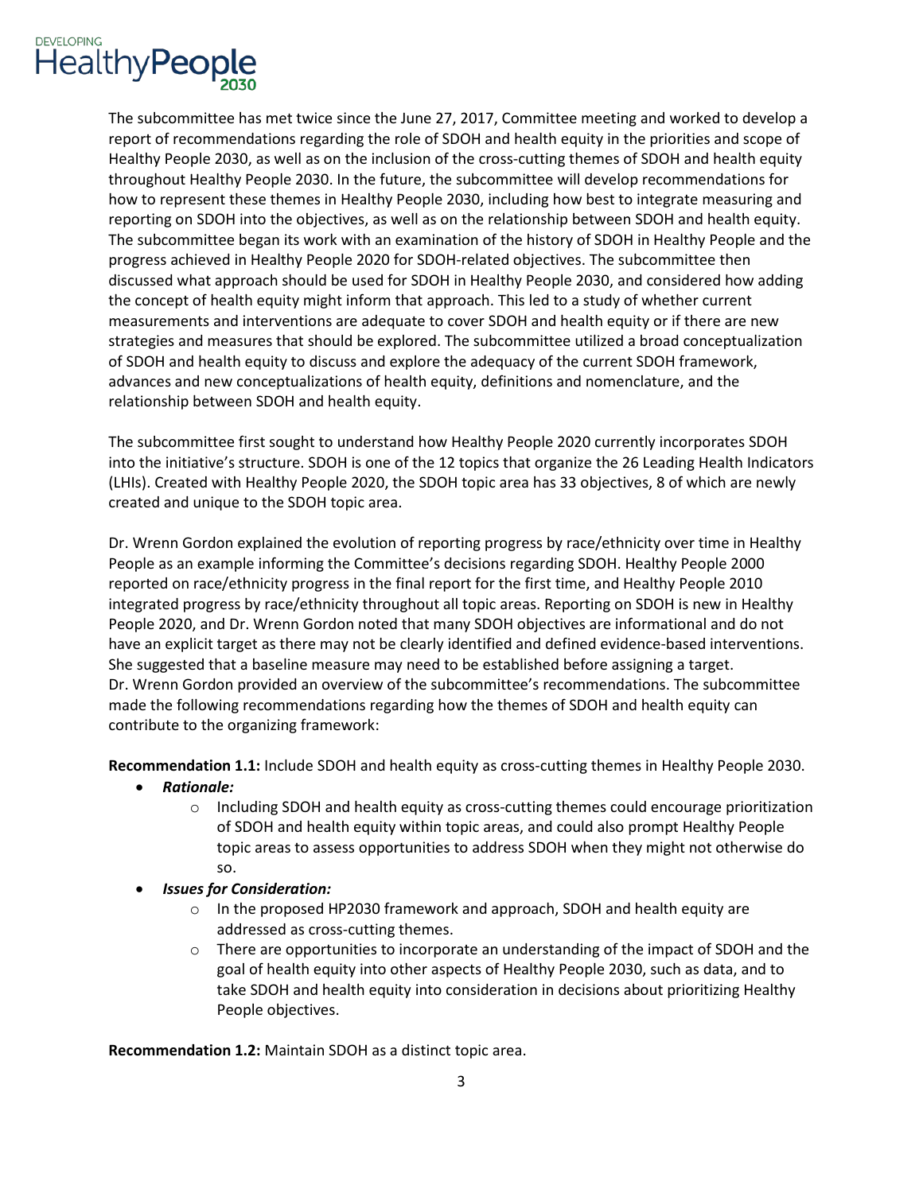The subcommittee has met twice since the June 27, 2017, Committee meeting and worked to develop a report of recommendations regarding the role of SDOH and health equity in the priorities and scope of Healthy People 2030, as well as on the inclusion of the cross-cutting themes of SDOH and health equity throughout Healthy People 2030. In the future, the subcommittee will develop recommendations for how to represent these themes in Healthy People 2030, including how best to integrate measuring and reporting on SDOH into the objectives, as well as on the relationship between SDOH and health equity. The subcommittee began its work with an examination of the history of SDOH in Healthy People and the progress achieved in Healthy People 2020 for SDOH-related objectives. The subcommittee then discussed what approach should be used for SDOH in Healthy People 2030, and considered how adding the concept of health equity might inform that approach. This led to a study of whether current measurements and interventions are adequate to cover SDOH and health equity or if there are new strategies and measures that should be explored. The subcommittee utilized a broad conceptualization of SDOH and health equity to discuss and explore the adequacy of the current SDOH framework, advances and new conceptualizations of health equity, definitions and nomenclature, and the relationship between SDOH and health equity.

The subcommittee first sought to understand how Healthy People 2020 currently incorporates SDOH into the initiative's structure. SDOH is one of the 12 topics that organize the 26 Leading Health Indicators (LHIs). Created with Healthy People 2020, the SDOH topic area has 33 objectives, 8 of which are newly created and unique to the SDOH topic area.

Dr. Wrenn Gordon explained the evolution of reporting progress by race/ethnicity over time in Healthy People as an example informing the Committee's decisions regarding SDOH. Healthy People 2000 reported on race/ethnicity progress in the final report for the first time, and Healthy People 2010 integrated progress by race/ethnicity throughout all topic areas. Reporting on SDOH is new in Healthy People 2020, and Dr. Wrenn Gordon noted that many SDOH objectives are informational and do not have an explicit target as there may not be clearly identified and defined evidence-based interventions. She suggested that a baseline measure may need to be established before assigning a target. Dr. Wrenn Gordon provided an overview of the subcommittee's recommendations. The subcommittee made the following recommendations regarding how the themes of SDOH and health equity can contribute to the organizing framework:

**Recommendation 1.1:** Include SDOH and health equity as cross-cutting themes in Healthy People 2030.

- ***Rationale:***
  - Including SDOH and health equity as cross-cutting themes could encourage prioritization of SDOH and health equity within topic areas, and could also prompt Healthy People topic areas to assess opportunities to address SDOH when they might not otherwise do so.
- ***Issues for Consideration:***
  - In the proposed HP2030 framework and approach, SDOH and health equity are addressed as cross-cutting themes.
  - There are opportunities to incorporate an understanding of the impact of SDOH and the goal of health equity into other aspects of Healthy People 2030, such as data, and to take SDOH and health equity into consideration in decisions about prioritizing Healthy People objectives.

**Recommendation 1.2:** Maintain SDOH as a distinct topic area.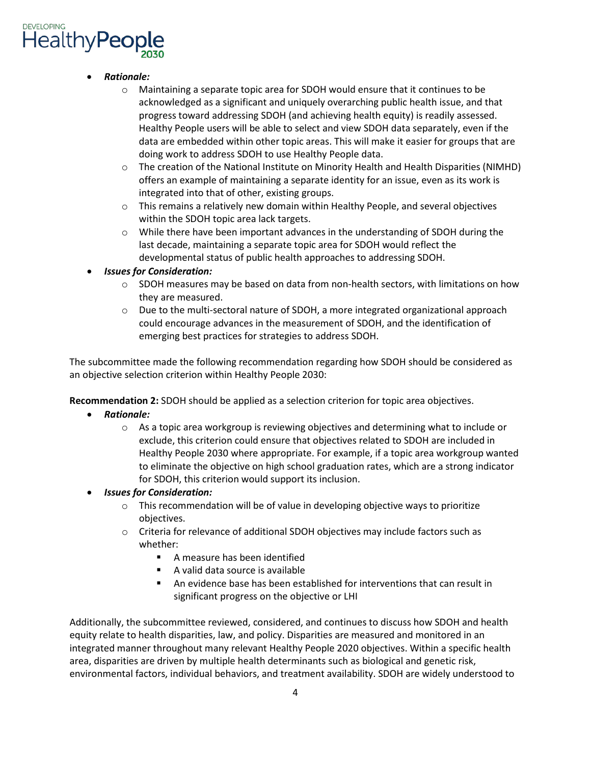- ***Rationale:***
  - Maintaining a separate topic area for SDOH would ensure that it continues to be acknowledged as a significant and uniquely overarching public health issue, and that progress toward addressing SDOH (and achieving health equity) is readily assessed. Healthy People users will be able to select and view SDOH data separately, even if the data are embedded within other topic areas. This will make it easier for groups that are doing work to address SDOH to use Healthy People data.
  - The creation of the National Institute on Minority Health and Health Disparities (NIMHD) offers an example of maintaining a separate identity for an issue, even as its work is integrated into that of other, existing groups.
  - This remains a relatively new domain within Healthy People, and several objectives within the SDOH topic area lack targets.
  - While there have been important advances in the understanding of SDOH during the last decade, maintaining a separate topic area for SDOH would reflect the developmental status of public health approaches to addressing SDOH.
- ***Issues for Consideration:***
  - SDOH measures may be based on data from non-health sectors, with limitations on how they are measured.
  - Due to the multi-sectoral nature of SDOH, a more integrated organizational approach could encourage advances in the measurement of SDOH, and the identification of emerging best practices for strategies to address SDOH.

The subcommittee made the following recommendation regarding how SDOH should be considered as an objective selection criterion within Healthy People 2030:

**Recommendation 2:** SDOH should be applied as a selection criterion for topic area objectives.

- ***Rationale:***
  - As a topic area workgroup is reviewing objectives and determining what to include or exclude, this criterion could ensure that objectives related to SDOH are included in Healthy People 2030 where appropriate. For example, if a topic area workgroup wanted to eliminate the objective on high school graduation rates, which are a strong indicator for SDOH, this criterion would support its inclusion.
- ***Issues for Consideration:***
  - This recommendation will be of value in developing objective ways to prioritize objectives.
  - Criteria for relevance of additional SDOH objectives may include factors such as whether:
    - A measure has been identified
    - A valid data source is available
    - An evidence base has been established for interventions that can result in significant progress on the objective or LHI

Additionally, the subcommittee reviewed, considered, and continues to discuss how SDOH and health equity relate to health disparities, law, and policy. Disparities are measured and monitored in an integrated manner throughout many relevant Healthy People 2020 objectives. Within a specific health area, disparities are driven by multiple health determinants such as biological and genetic risk, environmental factors, individual behaviors, and treatment availability. SDOH are widely understood to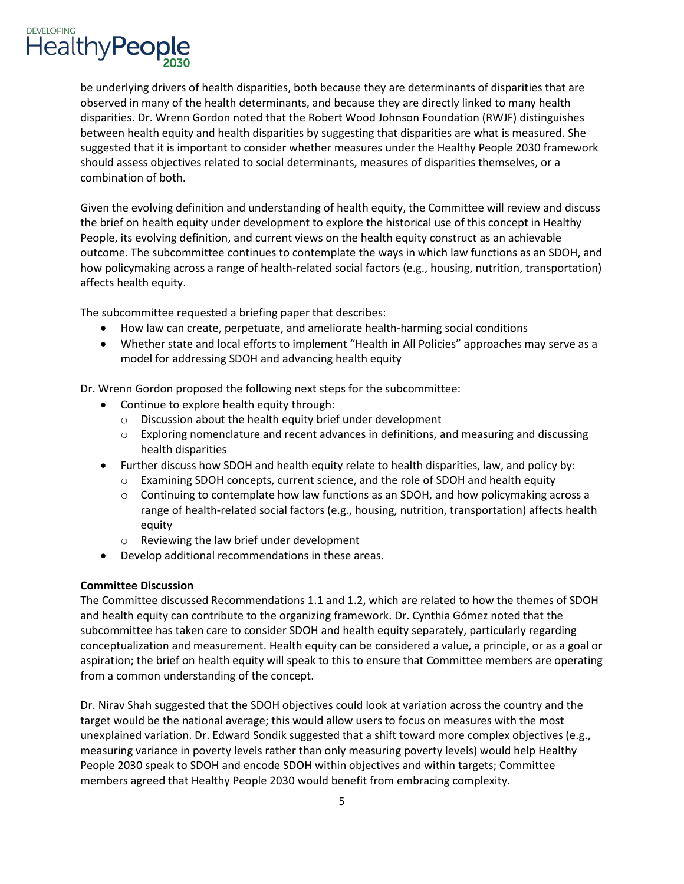be underlying drivers of health disparities, both because they are determinants of disparities that are observed in many of the health determinants, and because they are directly linked to many health disparities. Dr. Wrenn Gordon noted that the Robert Wood Johnson Foundation (RWJF) distinguishes between health equity and health disparities by suggesting that disparities are what is measured. She suggested that it is important to consider whether measures under the Healthy People 2030 framework should assess objectives related to social determinants, measures of disparities themselves, or a combination of both.

Given the evolving definition and understanding of health equity, the Committee will review and discuss the brief on health equity under development to explore the historical use of this concept in Healthy People, its evolving definition, and current views on the health equity construct as an achievable outcome. The subcommittee continues to contemplate the ways in which law functions as an SDOH, and how policymaking across a range of health-related social factors (e.g., housing, nutrition, transportation) affects health equity.

The subcommittee requested a briefing paper that describes:

- How law can create, perpetuate, and ameliorate health-harming social conditions
- Whether state and local efforts to implement "Health in All Policies" approaches may serve as a model for addressing SDOH and advancing health equity

Dr. Wrenn Gordon proposed the following next steps for the subcommittee:

- Continue to explore health equity through:
  - Discussion about the health equity brief under development
  - Exploring nomenclature and recent advances in definitions, and measuring and discussing health disparities
- Further discuss how SDOH and health equity relate to health disparities, law, and policy by:
  - Examining SDOH concepts, current science, and the role of SDOH and health equity
  - Continuing to contemplate how law functions as an SDOH, and how policymaking across a range of health-related social factors (e.g., housing, nutrition, transportation) affects health equity
  - Reviewing the law brief under development
- Develop additional recommendations in these areas.

**Committee Discussion**

The Committee discussed Recommendations 1.1 and 1.2, which are related to how the themes of SDOH and health equity can contribute to the organizing framework. Dr. Cynthia Gómez noted that the subcommittee has taken care to consider SDOH and health equity separately, particularly regarding conceptualization and measurement. Health equity can be considered a value, a principle, or as a goal or aspiration; the brief on health equity will speak to this to ensure that Committee members are operating from a common understanding of the concept.

Dr. Nirav Shah suggested that the SDOH objectives could look at variation across the country and the target would be the national average; this would allow users to focus on measures with the most unexplained variation. Dr. Edward Sondik suggested that a shift toward more complex objectives (e.g., measuring variance in poverty levels rather than only measuring poverty levels) would help Healthy People 2030 speak to SDOH and encode SDOH within objectives and within targets; Committee members agreed that Healthy People 2030 would benefit from embracing complexity.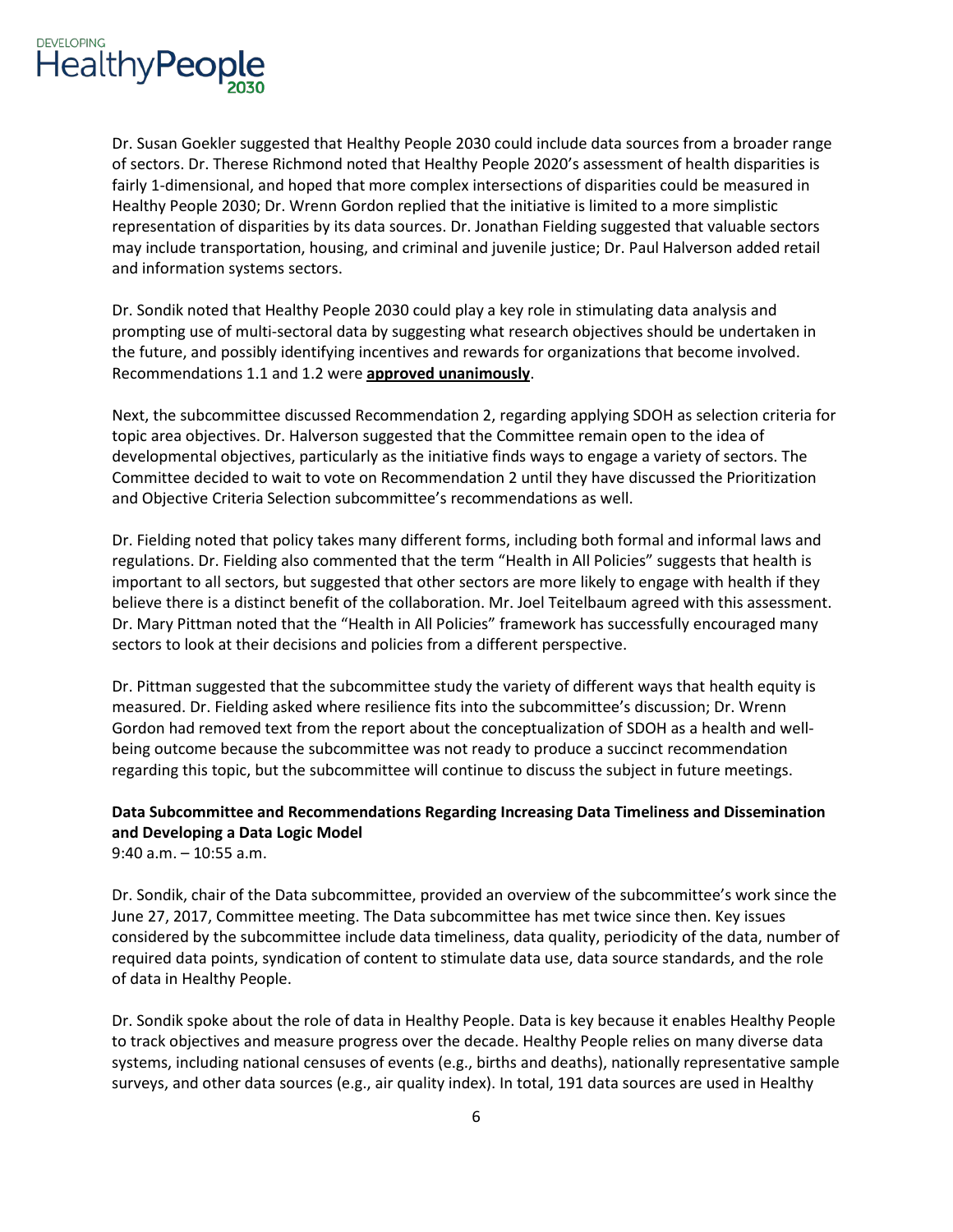Dr. Susan Goekler suggested that Healthy People 2030 could include data sources from a broader range of sectors. Dr. Therese Richmond noted that Healthy People 2020's assessment of health disparities is fairly 1-dimensional, and hoped that more complex intersections of disparities could be measured in Healthy People 2030; Dr. Wrenn Gordon replied that the initiative is limited to a more simplistic representation of disparities by its data sources. Dr. Jonathan Fielding suggested that valuable sectors may include transportation, housing, and criminal and juvenile justice; Dr. Paul Halverson added retail and information systems sectors.

Dr. Sondik noted that Healthy People 2030 could play a key role in stimulating data analysis and prompting use of multi-sectoral data by suggesting what research objectives should be undertaken in the future, and possibly identifying incentives and rewards for organizations that become involved. Recommendations 1.1 and 1.2 were **approved unanimously**.

Next, the subcommittee discussed Recommendation 2, regarding applying SDOH as selection criteria for topic area objectives. Dr. Halverson suggested that the Committee remain open to the idea of developmental objectives, particularly as the initiative finds ways to engage a variety of sectors. The Committee decided to wait to vote on Recommendation 2 until they have discussed the Prioritization and Objective Criteria Selection subcommittee's recommendations as well.

Dr. Fielding noted that policy takes many different forms, including both formal and informal laws and regulations. Dr. Fielding also commented that the term "Health in All Policies" suggests that health is important to all sectors, but suggested that other sectors are more likely to engage with health if they believe there is a distinct benefit of the collaboration. Mr. Joel Teitelbaum agreed with this assessment. Dr. Mary Pittman noted that the "Health in All Policies" framework has successfully encouraged many sectors to look at their decisions and policies from a different perspective.

Dr. Pittman suggested that the subcommittee study the variety of different ways that health equity is measured. Dr. Fielding asked where resilience fits into the subcommittee's discussion; Dr. Wrenn Gordon had removed text from the report about the conceptualization of SDOH as a health and well-being outcome because the subcommittee was not ready to produce a succinct recommendation regarding this topic, but the subcommittee will continue to discuss the subject in future meetings.

**Data Subcommittee and Recommendations Regarding Increasing Data Timeliness and Dissemination and Developing a Data Logic Model**
9:40 a.m. – 10:55 a.m.

Dr. Sondik, chair of the Data subcommittee, provided an overview of the subcommittee's work since the June 27, 2017, Committee meeting. The Data subcommittee has met twice since then. Key issues considered by the subcommittee include data timeliness, data quality, periodicity of the data, number of required data points, syndication of content to stimulate data use, data source standards, and the role of data in Healthy People.

Dr. Sondik spoke about the role of data in Healthy People. Data is key because it enables Healthy People to track objectives and measure progress over the decade. Healthy People relies on many diverse data systems, including national censuses of events (e.g., births and deaths), nationally representative sample surveys, and other data sources (e.g., air quality index). In total, 191 data sources are used in Healthy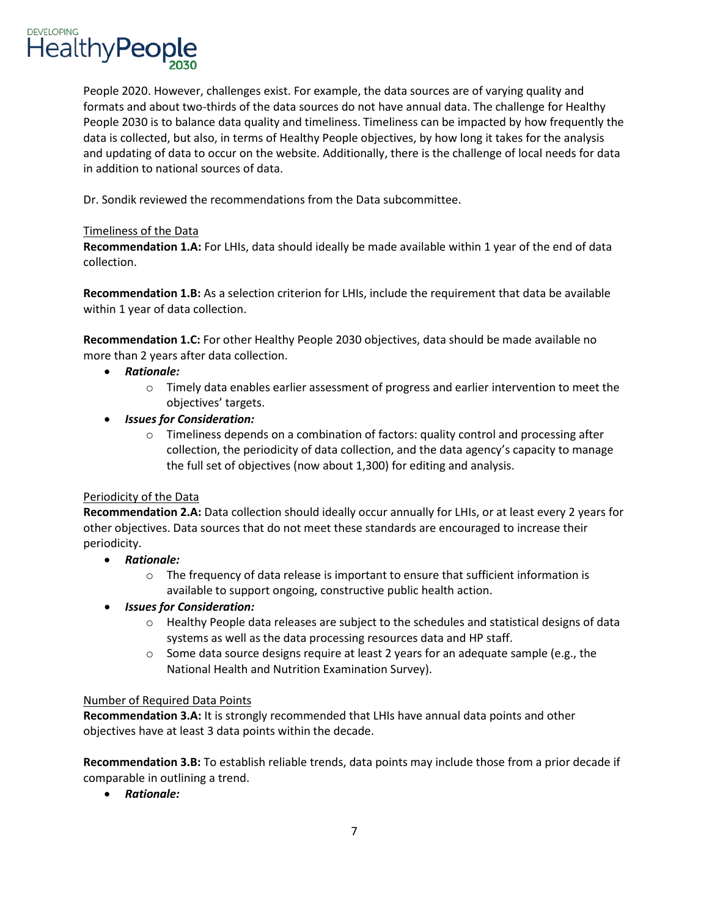People 2020. However, challenges exist. For example, the data sources are of varying quality and formats and about two-thirds of the data sources do not have annual data. The challenge for Healthy People 2030 is to balance data quality and timeliness. Timeliness can be impacted by how frequently the data is collected, but also, in terms of Healthy People objectives, by how long it takes for the analysis and updating of data to occur on the website. Additionally, there is the challenge of local needs for data in addition to national sources of data.

Dr. Sondik reviewed the recommendations from the Data subcommittee.

<u>Timeliness of the Data</u>

**Recommendation 1.A:** For LHIs, data should ideally be made available within 1 year of the end of data collection.

**Recommendation 1.B:** As a selection criterion for LHIs, include the requirement that data be available within 1 year of data collection.

**Recommendation 1.C:** For other Healthy People 2030 objectives, data should be made available no more than 2 years after data collection.

- ***Rationale:***
  - Timely data enables earlier assessment of progress and earlier intervention to meet the objectives' targets.
- ***Issues for Consideration:***
  - Timeliness depends on a combination of factors: quality control and processing after collection, the periodicity of data collection, and the data agency's capacity to manage the full set of objectives (now about 1,300) for editing and analysis.

<u>Periodicity of the Data</u>

**Recommendation 2.A:** Data collection should ideally occur annually for LHIs, or at least every 2 years for other objectives. Data sources that do not meet these standards are encouraged to increase their periodicity.

- ***Rationale:***
  - The frequency of data release is important to ensure that sufficient information is available to support ongoing, constructive public health action.
- ***Issues for Consideration:***
  - Healthy People data releases are subject to the schedules and statistical designs of data systems as well as the data processing resources data and HP staff.
  - Some data source designs require at least 2 years for an adequate sample (e.g., the National Health and Nutrition Examination Survey).

<u>Number of Required Data Points</u>

**Recommendation 3.A:** It is strongly recommended that LHIs have annual data points and other objectives have at least 3 data points within the decade.

**Recommendation 3.B:** To establish reliable trends, data points may include those from a prior decade if comparable in outlining a trend.

- ***Rationale:***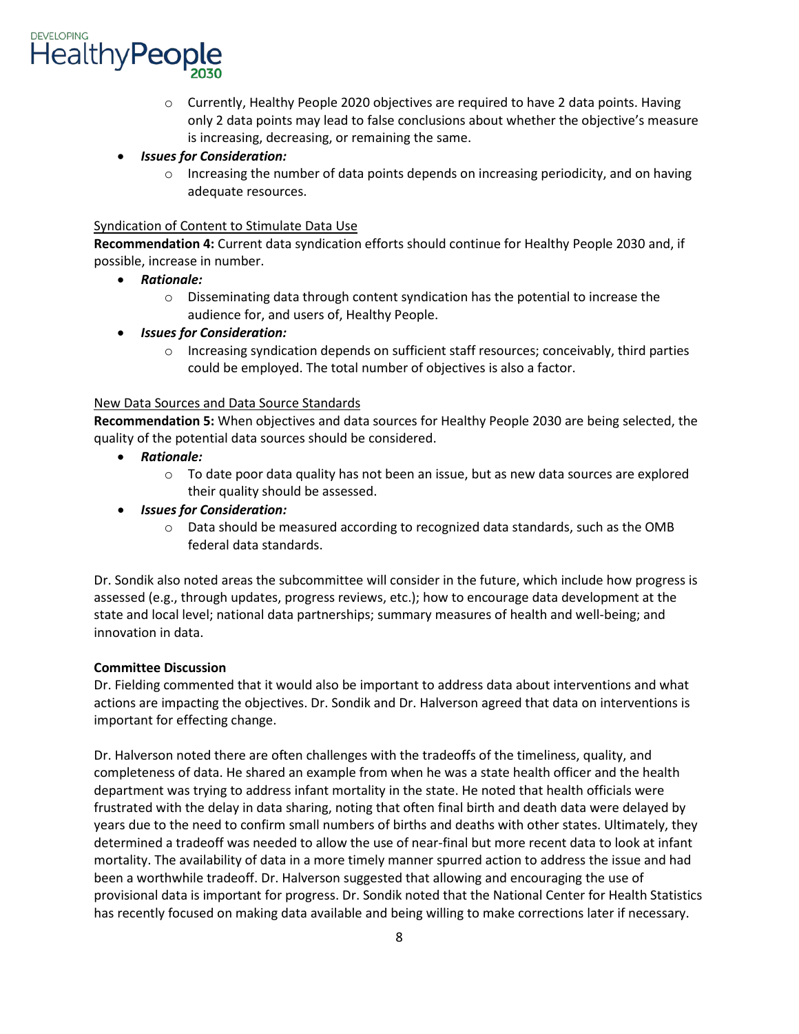- Currently, Healthy People 2020 objectives are required to have 2 data points. Having only 2 data points may lead to false conclusions about whether the objective's measure is increasing, decreasing, or remaining the same.

- ***Issues for Consideration:***
  - Increasing the number of data points depends on increasing periodicity, and on having adequate resources.

<u>Syndication of Content to Stimulate Data Use</u>

**Recommendation 4:** Current data syndication efforts should continue for Healthy People 2030 and, if possible, increase in number.

- ***Rationale:***
  - Disseminating data through content syndication has the potential to increase the audience for, and users of, Healthy People.
- ***Issues for Consideration:***
  - Increasing syndication depends on sufficient staff resources; conceivably, third parties could be employed. The total number of objectives is also a factor.

<u>New Data Sources and Data Source Standards</u>

**Recommendation 5:** When objectives and data sources for Healthy People 2030 are being selected, the quality of the potential data sources should be considered.

- ***Rationale:***
  - To date poor data quality has not been an issue, but as new data sources are explored their quality should be assessed.
- ***Issues for Consideration:***
  - Data should be measured according to recognized data standards, such as the OMB federal data standards.

Dr. Sondik also noted areas the subcommittee will consider in the future, which include how progress is assessed (e.g., through updates, progress reviews, etc.); how to encourage data development at the state and local level; national data partnerships; summary measures of health and well-being; and innovation in data.

**Committee Discussion**

Dr. Fielding commented that it would also be important to address data about interventions and what actions are impacting the objectives. Dr. Sondik and Dr. Halverson agreed that data on interventions is important for effecting change.

Dr. Halverson noted there are often challenges with the tradeoffs of the timeliness, quality, and completeness of data. He shared an example from when he was a state health officer and the health department was trying to address infant mortality in the state. He noted that health officials were frustrated with the delay in data sharing, noting that often final birth and death data were delayed by years due to the need to confirm small numbers of births and deaths with other states. Ultimately, they determined a tradeoff was needed to allow the use of near-final but more recent data to look at infant mortality. The availability of data in a more timely manner spurred action to address the issue and had been a worthwhile tradeoff. Dr. Halverson suggested that allowing and encouraging the use of provisional data is important for progress. Dr. Sondik noted that the National Center for Health Statistics has recently focused on making data available and being willing to make corrections later if necessary.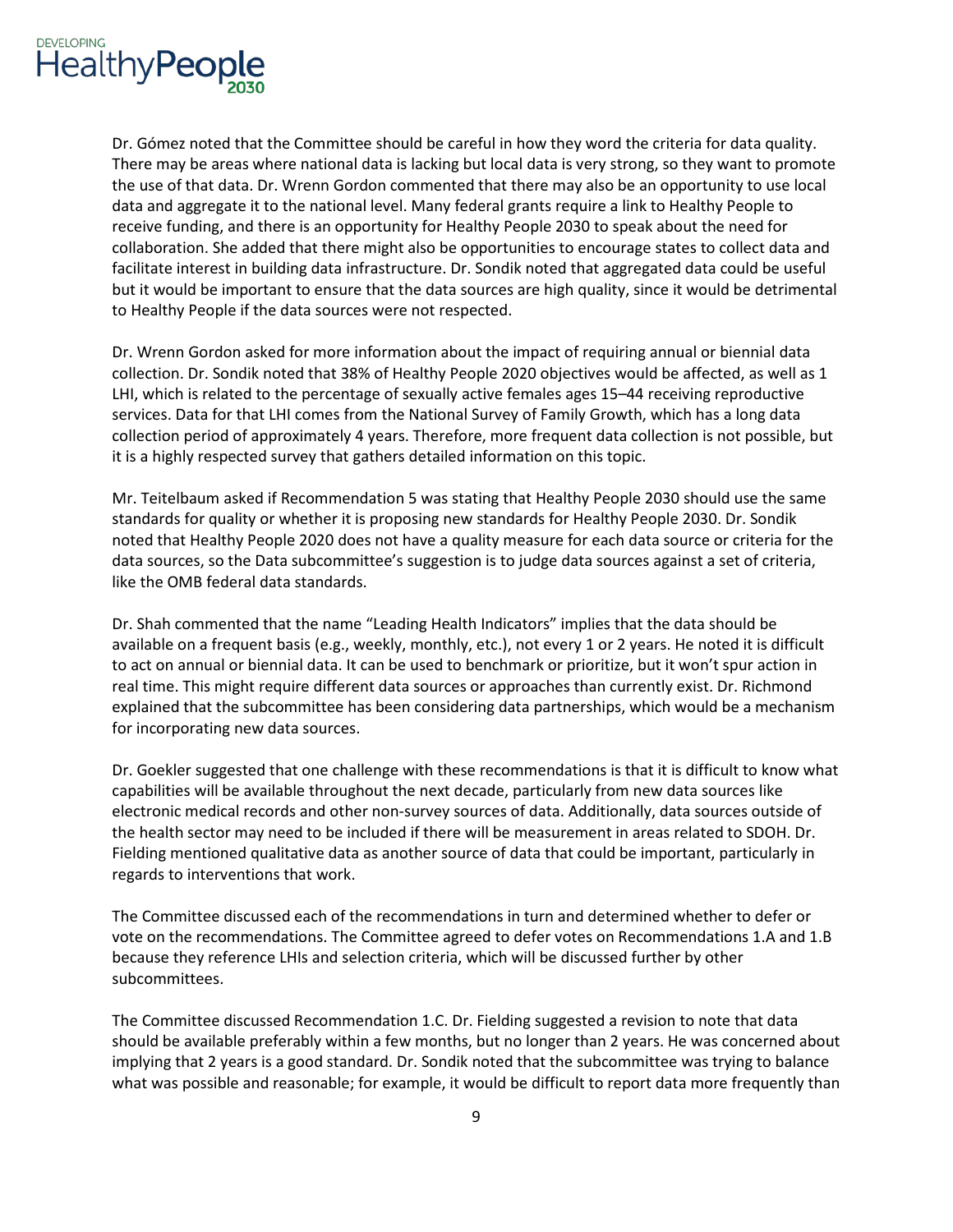Dr. Gómez noted that the Committee should be careful in how they word the criteria for data quality. There may be areas where national data is lacking but local data is very strong, so they want to promote the use of that data. Dr. Wrenn Gordon commented that there may also be an opportunity to use local data and aggregate it to the national level. Many federal grants require a link to Healthy People to receive funding, and there is an opportunity for Healthy People 2030 to speak about the need for collaboration. She added that there might also be opportunities to encourage states to collect data and facilitate interest in building data infrastructure. Dr. Sondik noted that aggregated data could be useful but it would be important to ensure that the data sources are high quality, since it would be detrimental to Healthy People if the data sources were not respected.

Dr. Wrenn Gordon asked for more information about the impact of requiring annual or biennial data collection. Dr. Sondik noted that 38% of Healthy People 2020 objectives would be affected, as well as 1 LHI, which is related to the percentage of sexually active females ages 15–44 receiving reproductive services. Data for that LHI comes from the National Survey of Family Growth, which has a long data collection period of approximately 4 years. Therefore, more frequent data collection is not possible, but it is a highly respected survey that gathers detailed information on this topic.

Mr. Teitelbaum asked if Recommendation 5 was stating that Healthy People 2030 should use the same standards for quality or whether it is proposing new standards for Healthy People 2030. Dr. Sondik noted that Healthy People 2020 does not have a quality measure for each data source or criteria for the data sources, so the Data subcommittee's suggestion is to judge data sources against a set of criteria, like the OMB federal data standards.

Dr. Shah commented that the name "Leading Health Indicators" implies that the data should be available on a frequent basis (e.g., weekly, monthly, etc.), not every 1 or 2 years. He noted it is difficult to act on annual or biennial data. It can be used to benchmark or prioritize, but it won't spur action in real time. This might require different data sources or approaches than currently exist. Dr. Richmond explained that the subcommittee has been considering data partnerships, which would be a mechanism for incorporating new data sources.

Dr. Goekler suggested that one challenge with these recommendations is that it is difficult to know what capabilities will be available throughout the next decade, particularly from new data sources like electronic medical records and other non-survey sources of data. Additionally, data sources outside of the health sector may need to be included if there will be measurement in areas related to SDOH. Dr. Fielding mentioned qualitative data as another source of data that could be important, particularly in regards to interventions that work.

The Committee discussed each of the recommendations in turn and determined whether to defer or vote on the recommendations. The Committee agreed to defer votes on Recommendations 1.A and 1.B because they reference LHIs and selection criteria, which will be discussed further by other subcommittees.

The Committee discussed Recommendation 1.C. Dr. Fielding suggested a revision to note that data should be available preferably within a few months, but no longer than 2 years. He was concerned about implying that 2 years is a good standard. Dr. Sondik noted that the subcommittee was trying to balance what was possible and reasonable; for example, it would be difficult to report data more frequently than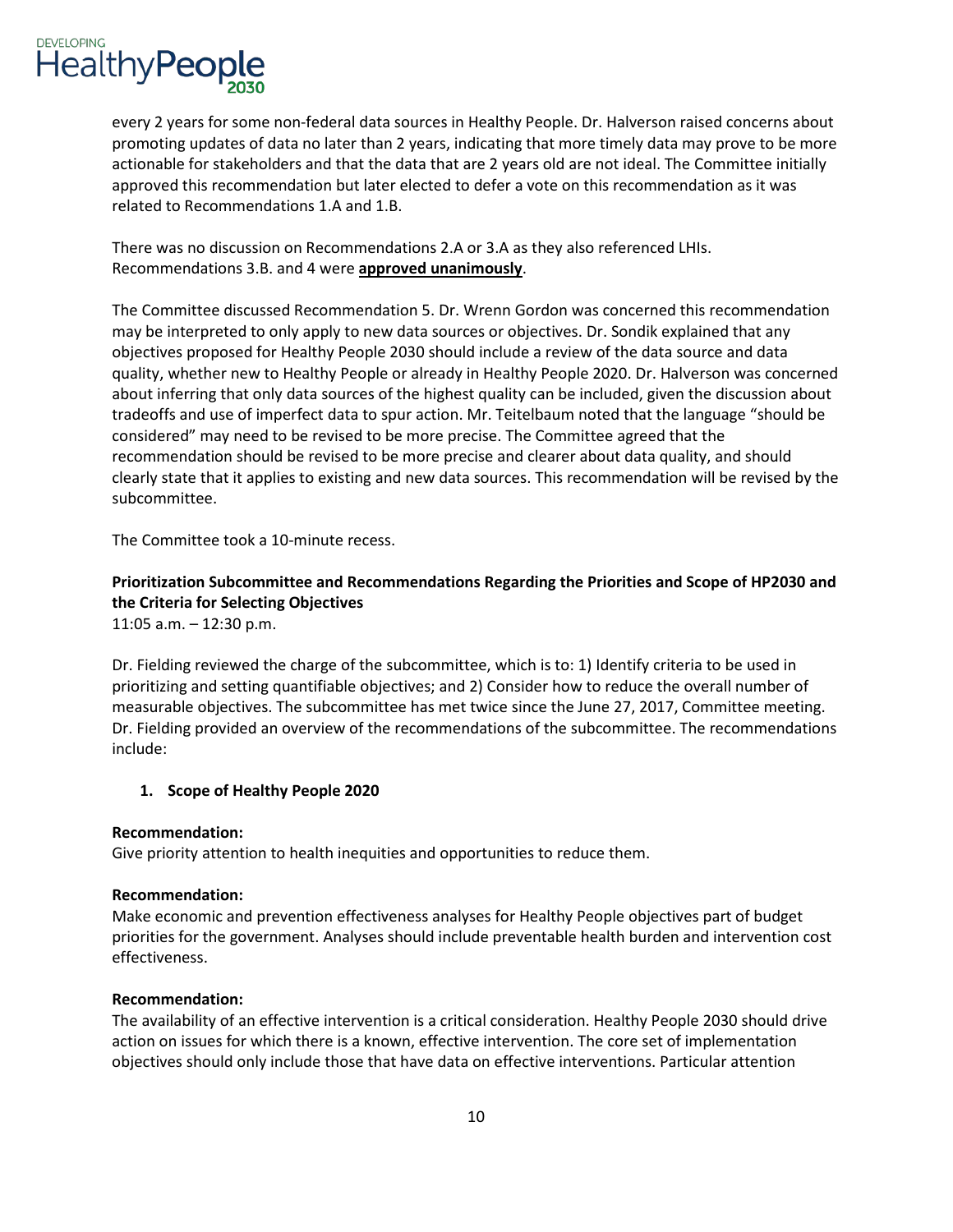every 2 years for some non-federal data sources in Healthy People. Dr. Halverson raised concerns about promoting updates of data no later than 2 years, indicating that more timely data may prove to be more actionable for stakeholders and that the data that are 2 years old are not ideal. The Committee initially approved this recommendation but later elected to defer a vote on this recommendation as it was related to Recommendations 1.A and 1.B.

There was no discussion on Recommendations 2.A or 3.A as they also referenced LHIs. Recommendations 3.B. and 4 were **approved unanimously**.

The Committee discussed Recommendation 5. Dr. Wrenn Gordon was concerned this recommendation may be interpreted to only apply to new data sources or objectives. Dr. Sondik explained that any objectives proposed for Healthy People 2030 should include a review of the data source and data quality, whether new to Healthy People or already in Healthy People 2020. Dr. Halverson was concerned about inferring that only data sources of the highest quality can be included, given the discussion about tradeoffs and use of imperfect data to spur action. Mr. Teitelbaum noted that the language "should be considered" may need to be revised to be more precise. The Committee agreed that the recommendation should be revised to be more precise and clearer about data quality, and should clearly state that it applies to existing and new data sources. This recommendation will be revised by the subcommittee.

The Committee took a 10-minute recess.

**Prioritization Subcommittee and Recommendations Regarding the Priorities and Scope of HP2030 and the Criteria for Selecting Objectives**
11:05 a.m. – 12:30 p.m.

Dr. Fielding reviewed the charge of the subcommittee, which is to: 1) Identify criteria to be used in prioritizing and setting quantifiable objectives; and 2) Consider how to reduce the overall number of measurable objectives. The subcommittee has met twice since the June 27, 2017, Committee meeting. Dr. Fielding provided an overview of the recommendations of the subcommittee. The recommendations include:

1. **Scope of Healthy People 2020**

**Recommendation:**
Give priority attention to health inequities and opportunities to reduce them.

**Recommendation:**
Make economic and prevention effectiveness analyses for Healthy People objectives part of budget priorities for the government. Analyses should include preventable health burden and intervention cost effectiveness.

**Recommendation:**
The availability of an effective intervention is a critical consideration. Healthy People 2030 should drive action on issues for which there is a known, effective intervention. The core set of implementation objectives should only include those that have data on effective interventions. Particular attention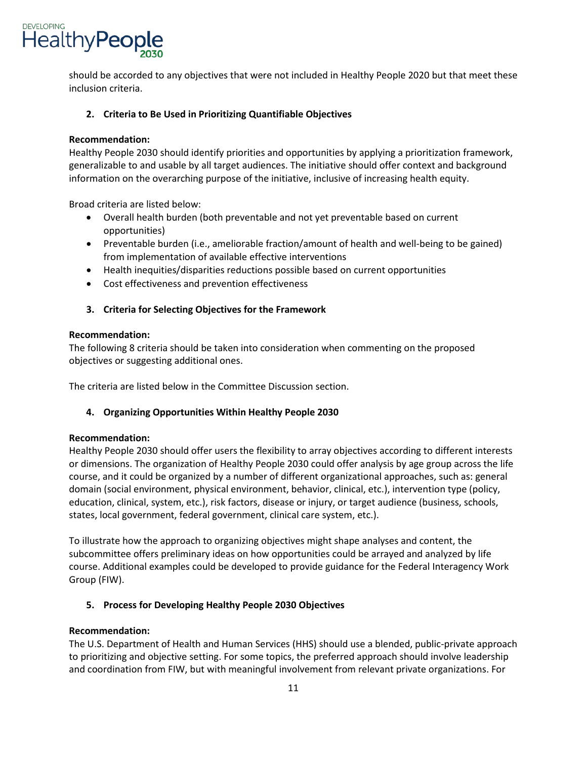should be accorded to any objectives that were not included in Healthy People 2020 but that meet these inclusion criteria.

### 2. Criteria to Be Used in Prioritizing Quantifiable Objectives

**Recommendation:**
Healthy People 2030 should identify priorities and opportunities by applying a prioritization framework, generalizable to and usable by all target audiences. The initiative should offer context and background information on the overarching purpose of the initiative, inclusive of increasing health equity.

Broad criteria are listed below:

- Overall health burden (both preventable and not yet preventable based on current opportunities)
- Preventable burden (i.e., ameliorable fraction/amount of health and well-being to be gained) from implementation of available effective interventions
- Health inequities/disparities reductions possible based on current opportunities
- Cost effectiveness and prevention effectiveness

### 3. Criteria for Selecting Objectives for the Framework

**Recommendation:**
The following 8 criteria should be taken into consideration when commenting on the proposed objectives or suggesting additional ones.

The criteria are listed below in the Committee Discussion section.

### 4. Organizing Opportunities Within Healthy People 2030

**Recommendation:**
Healthy People 2030 should offer users the flexibility to array objectives according to different interests or dimensions. The organization of Healthy People 2030 could offer analysis by age group across the life course, and it could be organized by a number of different organizational approaches, such as: general domain (social environment, physical environment, behavior, clinical, etc.), intervention type (policy, education, clinical, system, etc.), risk factors, disease or injury, or target audience (business, schools, states, local government, federal government, clinical care system, etc.).

To illustrate how the approach to organizing objectives might shape analyses and content, the subcommittee offers preliminary ideas on how opportunities could be arrayed and analyzed by life course. Additional examples could be developed to provide guidance for the Federal Interagency Work Group (FIW).

### 5. Process for Developing Healthy People 2030 Objectives

**Recommendation:**
The U.S. Department of Health and Human Services (HHS) should use a blended, public-private approach to prioritizing and objective setting. For some topics, the preferred approach should involve leadership and coordination from FIW, but with meaningful involvement from relevant private organizations. For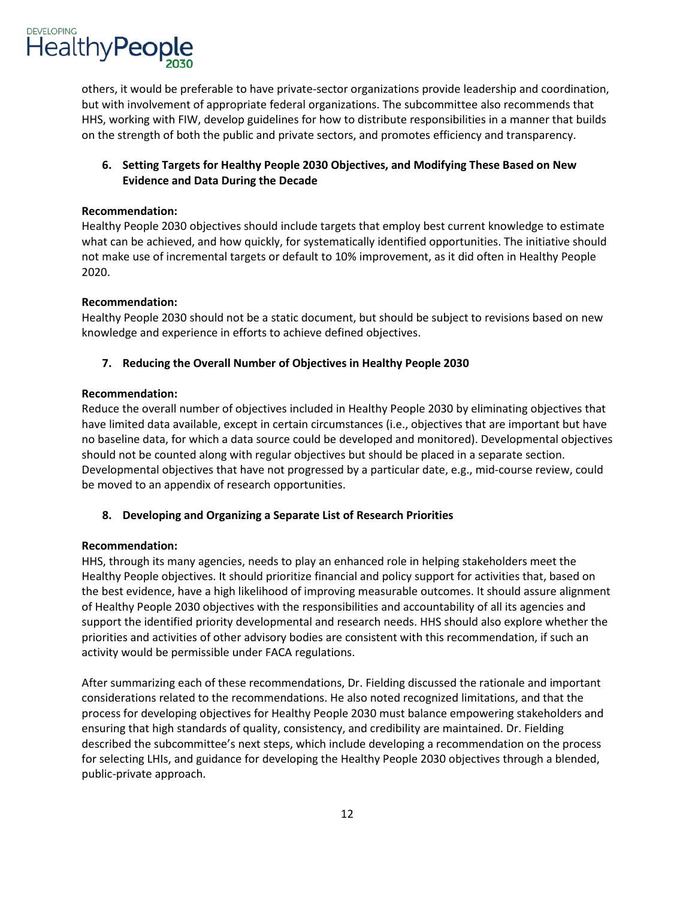others, it would be preferable to have private-sector organizations provide leadership and coordination, but with involvement of appropriate federal organizations. The subcommittee also recommends that HHS, working with FIW, develop guidelines for how to distribute responsibilities in a manner that builds on the strength of both the public and private sectors, and promotes efficiency and transparency.

### 6. Setting Targets for Healthy People 2030 Objectives, and Modifying These Based on New Evidence and Data During the Decade

**Recommendation:**
Healthy People 2030 objectives should include targets that employ best current knowledge to estimate what can be achieved, and how quickly, for systematically identified opportunities. The initiative should not make use of incremental targets or default to 10% improvement, as it did often in Healthy People 2020.

**Recommendation:**
Healthy People 2030 should not be a static document, but should be subject to revisions based on new knowledge and experience in efforts to achieve defined objectives.

### 7. Reducing the Overall Number of Objectives in Healthy People 2030

**Recommendation:**
Reduce the overall number of objectives included in Healthy People 2030 by eliminating objectives that have limited data available, except in certain circumstances (i.e., objectives that are important but have no baseline data, for which a data source could be developed and monitored). Developmental objectives should not be counted along with regular objectives but should be placed in a separate section. Developmental objectives that have not progressed by a particular date, e.g., mid-course review, could be moved to an appendix of research opportunities.

### 8. Developing and Organizing a Separate List of Research Priorities

**Recommendation:**
HHS, through its many agencies, needs to play an enhanced role in helping stakeholders meet the Healthy People objectives. It should prioritize financial and policy support for activities that, based on the best evidence, have a high likelihood of improving measurable outcomes. It should assure alignment of Healthy People 2030 objectives with the responsibilities and accountability of all its agencies and support the identified priority developmental and research needs. HHS should also explore whether the priorities and activities of other advisory bodies are consistent with this recommendation, if such an activity would be permissible under FACA regulations.

After summarizing each of these recommendations, Dr. Fielding discussed the rationale and important considerations related to the recommendations. He also noted recognized limitations, and that the process for developing objectives for Healthy People 2030 must balance empowering stakeholders and ensuring that high standards of quality, consistency, and credibility are maintained. Dr. Fielding described the subcommittee's next steps, which include developing a recommendation on the process for selecting LHIs, and guidance for developing the Healthy People 2030 objectives through a blended, public-private approach.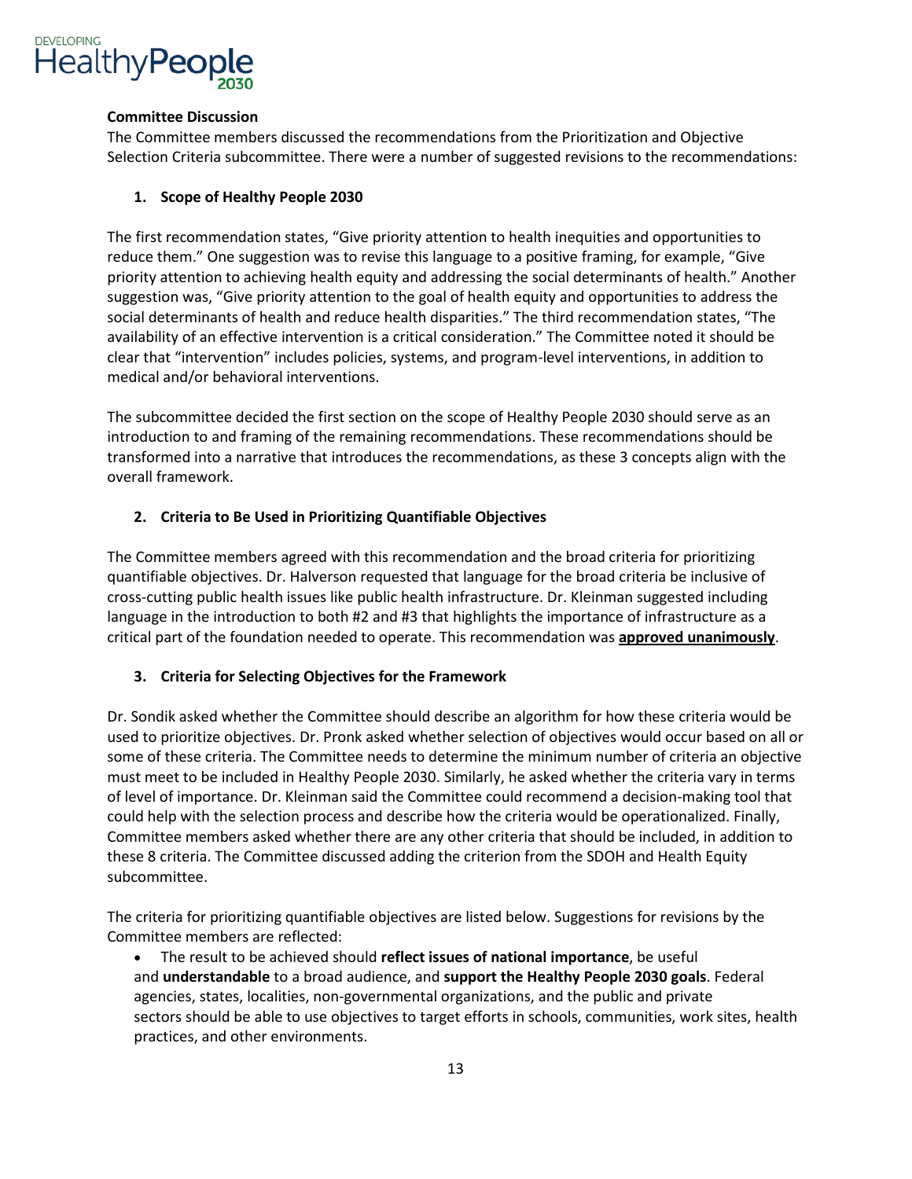**Committee Discussion**

The Committee members discussed the recommendations from the Prioritization and Objective Selection Criteria subcommittee. There were a number of suggested revisions to the recommendations:

1. **Scope of Healthy People 2030**

The first recommendation states, "Give priority attention to health inequities and opportunities to reduce them." One suggestion was to revise this language to a positive framing, for example, "Give priority attention to achieving health equity and addressing the social determinants of health." Another suggestion was, "Give priority attention to the goal of health equity and opportunities to address the social determinants of health and reduce health disparities." The third recommendation states, "The availability of an effective intervention is a critical consideration." The Committee noted it should be clear that "intervention" includes policies, systems, and program-level interventions, in addition to medical and/or behavioral interventions.

The subcommittee decided the first section on the scope of Healthy People 2030 should serve as an introduction to and framing of the remaining recommendations. These recommendations should be transformed into a narrative that introduces the recommendations, as these 3 concepts align with the overall framework.

2. **Criteria to Be Used in Prioritizing Quantifiable Objectives**

The Committee members agreed with this recommendation and the broad criteria for prioritizing quantifiable objectives. Dr. Halverson requested that language for the broad criteria be inclusive of cross-cutting public health issues like public health infrastructure. Dr. Kleinman suggested including language in the introduction to both #2 and #3 that highlights the importance of infrastructure as a critical part of the foundation needed to operate. This recommendation was **approved unanimously**.

3. **Criteria for Selecting Objectives for the Framework**

Dr. Sondik asked whether the Committee should describe an algorithm for how these criteria would be used to prioritize objectives. Dr. Pronk asked whether selection of objectives would occur based on all or some of these criteria. The Committee needs to determine the minimum number of criteria an objective must meet to be included in Healthy People 2030. Similarly, he asked whether the criteria vary in terms of level of importance. Dr. Kleinman said the Committee could recommend a decision-making tool that could help with the selection process and describe how the criteria would be operationalized. Finally, Committee members asked whether there are any other criteria that should be included, in addition to these 8 criteria. The Committee discussed adding the criterion from the SDOH and Health Equity subcommittee.

The criteria for prioritizing quantifiable objectives are listed below. Suggestions for revisions by the Committee members are reflected:

- The result to be achieved should **reflect issues of national importance**, be useful and **understandable** to a broad audience, and **support the Healthy People 2030 goals**. Federal agencies, states, localities, non-governmental organizations, and the public and private sectors should be able to use objectives to target efforts in schools, communities, work sites, health practices, and other environments.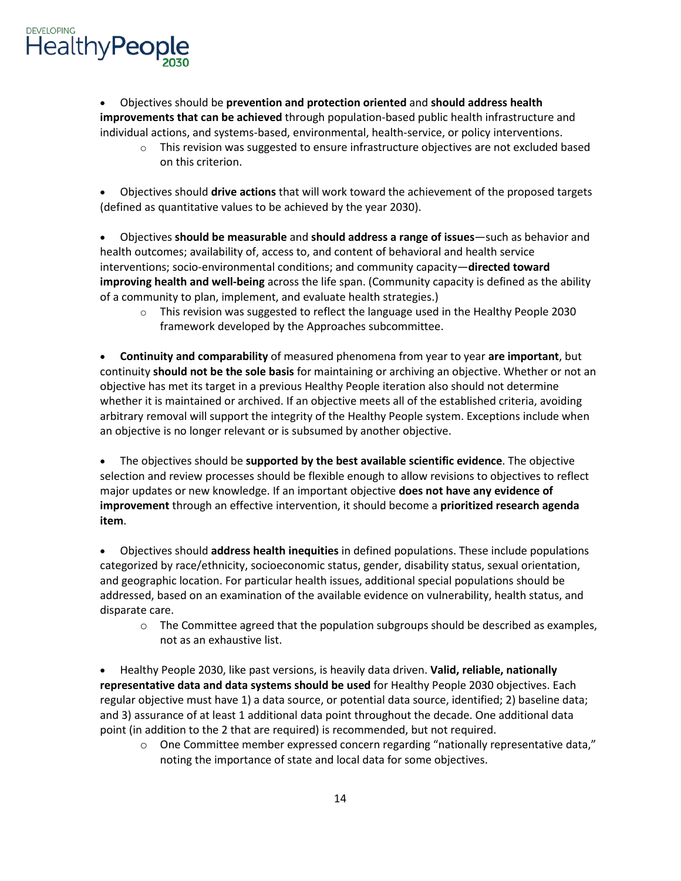- Objectives should be **prevention and protection oriented** and **should address health improvements that can be achieved** through population-based public health infrastructure and individual actions, and systems-based, environmental, health-service, or policy interventions.
    - This revision was suggested to ensure infrastructure objectives are not excluded based on this criterion.

- Objectives should **drive actions** that will work toward the achievement of the proposed targets (defined as quantitative values to be achieved by the year 2030).

- Objectives **should be measurable** and **should address a range of issues**—such as behavior and health outcomes; availability of, access to, and content of behavioral and health service interventions; socio-environmental conditions; and community capacity—**directed toward improving health and well-being** across the life span. (Community capacity is defined as the ability of a community to plan, implement, and evaluate health strategies.)
    - This revision was suggested to reflect the language used in the Healthy People 2030 framework developed by the Approaches subcommittee.

- **Continuity and comparability** of measured phenomena from year to year **are important**, but continuity **should not be the sole basis** for maintaining or archiving an objective. Whether or not an objective has met its target in a previous Healthy People iteration also should not determine whether it is maintained or archived. If an objective meets all of the established criteria, avoiding arbitrary removal will support the integrity of the Healthy People system. Exceptions include when an objective is no longer relevant or is subsumed by another objective.

- The objectives should be **supported by the best available scientific evidence**. The objective selection and review processes should be flexible enough to allow revisions to objectives to reflect major updates or new knowledge. If an important objective **does not have any evidence of improvement** through an effective intervention, it should become a **prioritized research agenda item**.

- Objectives should **address health inequities** in defined populations. These include populations categorized by race/ethnicity, socioeconomic status, gender, disability status, sexual orientation, and geographic location. For particular health issues, additional special populations should be addressed, based on an examination of the available evidence on vulnerability, health status, and disparate care.
    - The Committee agreed that the population subgroups should be described as examples, not as an exhaustive list.

- Healthy People 2030, like past versions, is heavily data driven. **Valid, reliable, nationally representative data and data systems should be used** for Healthy People 2030 objectives. Each regular objective must have 1) a data source, or potential data source, identified; 2) baseline data; and 3) assurance of at least 1 additional data point throughout the decade. One additional data point (in addition to the 2 that are required) is recommended, but not required.
    - One Committee member expressed concern regarding "nationally representative data," noting the importance of state and local data for some objectives.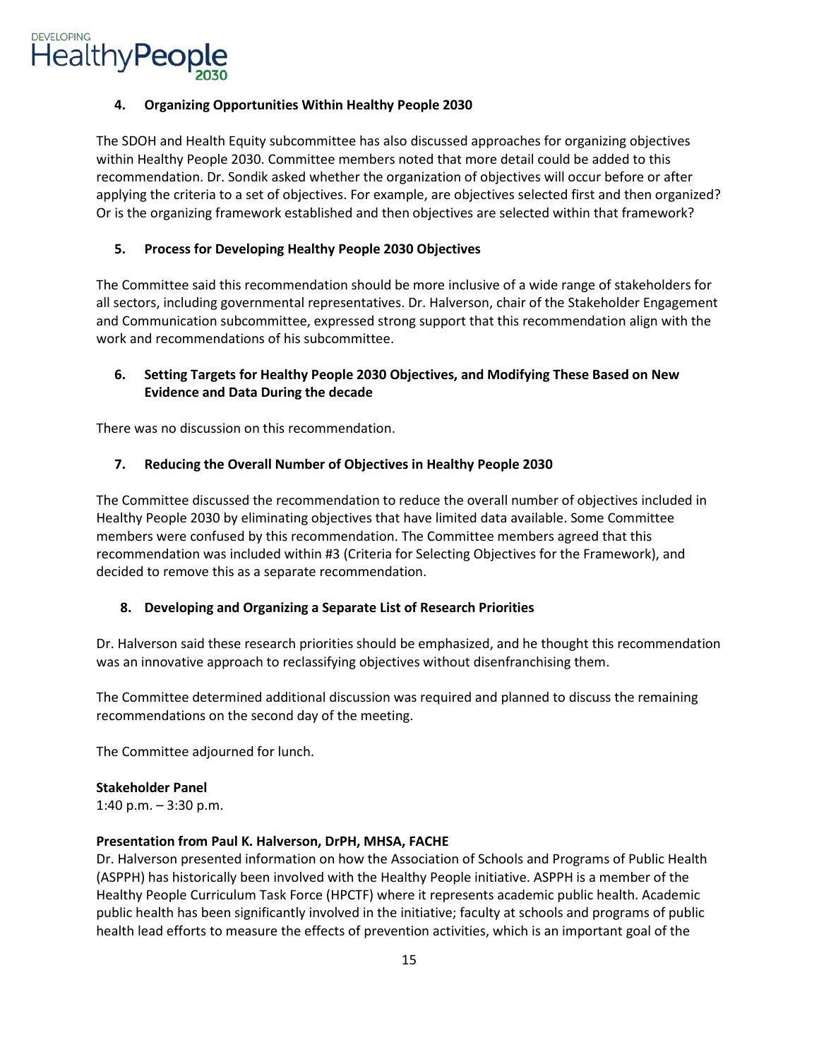### 4. Organizing Opportunities Within Healthy People 2030

The SDOH and Health Equity subcommittee has also discussed approaches for organizing objectives within Healthy People 2030. Committee members noted that more detail could be added to this recommendation. Dr. Sondik asked whether the organization of objectives will occur before or after applying the criteria to a set of objectives. For example, are objectives selected first and then organized? Or is the organizing framework established and then objectives are selected within that framework?

### 5. Process for Developing Healthy People 2030 Objectives

The Committee said this recommendation should be more inclusive of a wide range of stakeholders for all sectors, including governmental representatives. Dr. Halverson, chair of the Stakeholder Engagement and Communication subcommittee, expressed strong support that this recommendation align with the work and recommendations of his subcommittee.

### 6. Setting Targets for Healthy People 2030 Objectives, and Modifying These Based on New Evidence and Data During the decade

There was no discussion on this recommendation.

### 7. Reducing the Overall Number of Objectives in Healthy People 2030

The Committee discussed the recommendation to reduce the overall number of objectives included in Healthy People 2030 by eliminating objectives that have limited data available. Some Committee members were confused by this recommendation. The Committee members agreed that this recommendation was included within #3 (Criteria for Selecting Objectives for the Framework), and decided to remove this as a separate recommendation.

### 8. Developing and Organizing a Separate List of Research Priorities

Dr. Halverson said these research priorities should be emphasized, and he thought this recommendation was an innovative approach to reclassifying objectives without disenfranchising them.

The Committee determined additional discussion was required and planned to discuss the remaining recommendations on the second day of the meeting.

The Committee adjourned for lunch.

**Stakeholder Panel**
1:40 p.m. – 3:30 p.m.

**Presentation from Paul K. Halverson, DrPH, MHSA, FACHE**
Dr. Halverson presented information on how the Association of Schools and Programs of Public Health (ASPPH) has historically been involved with the Healthy People initiative. ASPPH is a member of the Healthy People Curriculum Task Force (HPCTF) where it represents academic public health. Academic public health has been significantly involved in the initiative; faculty at schools and programs of public health lead efforts to measure the effects of prevention activities, which is an important goal of the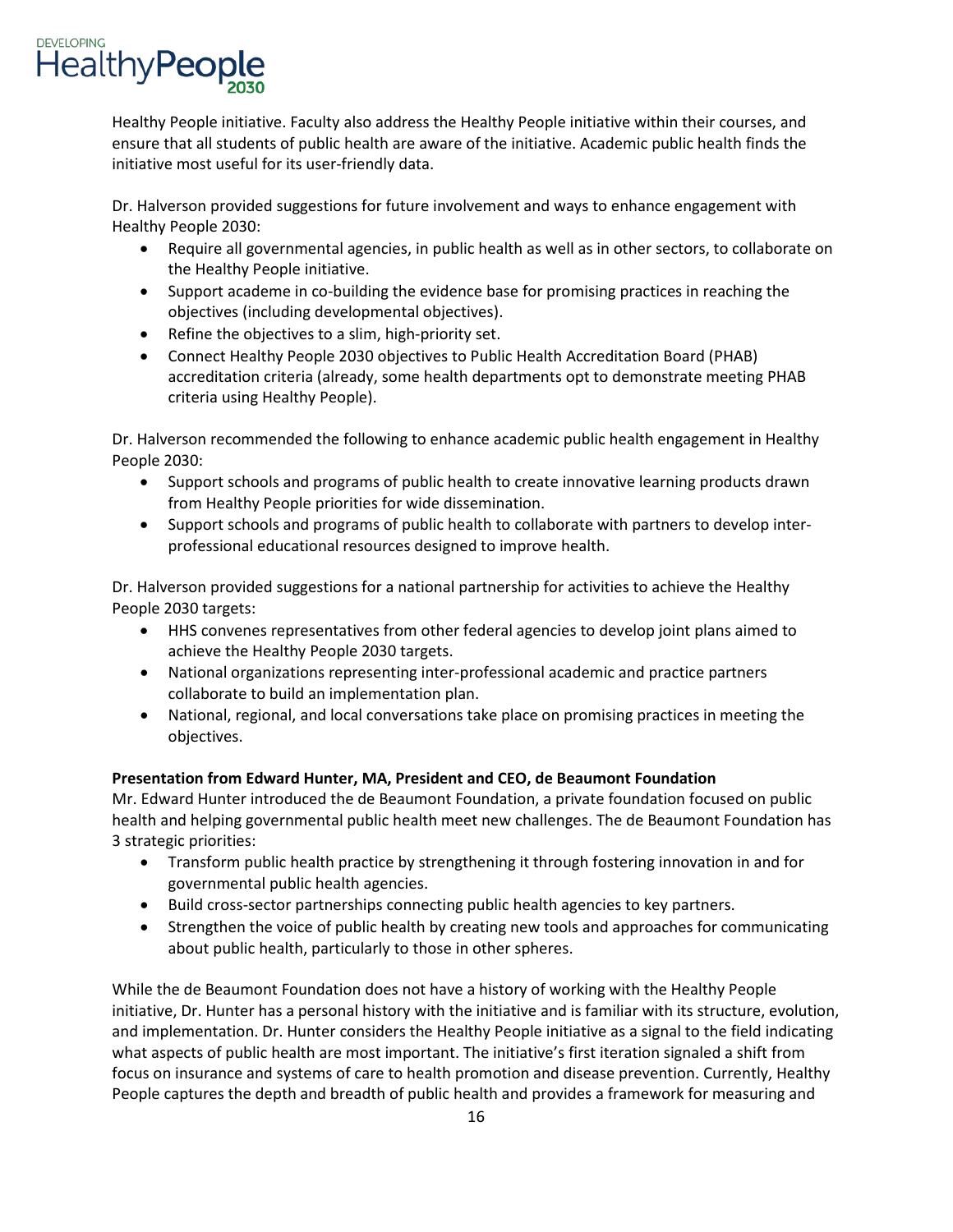Healthy People initiative. Faculty also address the Healthy People initiative within their courses, and ensure that all students of public health are aware of the initiative. Academic public health finds the initiative most useful for its user-friendly data.

Dr. Halverson provided suggestions for future involvement and ways to enhance engagement with Healthy People 2030:

- Require all governmental agencies, in public health as well as in other sectors, to collaborate on the Healthy People initiative.
- Support academe in co-building the evidence base for promising practices in reaching the objectives (including developmental objectives).
- Refine the objectives to a slim, high-priority set.
- Connect Healthy People 2030 objectives to Public Health Accreditation Board (PHAB) accreditation criteria (already, some health departments opt to demonstrate meeting PHAB criteria using Healthy People).

Dr. Halverson recommended the following to enhance academic public health engagement in Healthy People 2030:

- Support schools and programs of public health to create innovative learning products drawn from Healthy People priorities for wide dissemination.
- Support schools and programs of public health to collaborate with partners to develop inter-professional educational resources designed to improve health.

Dr. Halverson provided suggestions for a national partnership for activities to achieve the Healthy People 2030 targets:

- HHS convenes representatives from other federal agencies to develop joint plans aimed to achieve the Healthy People 2030 targets.
- National organizations representing inter-professional academic and practice partners collaborate to build an implementation plan.
- National, regional, and local conversations take place on promising practices in meeting the objectives.

**Presentation from Edward Hunter, MA, President and CEO, de Beaumont Foundation**

Mr. Edward Hunter introduced the de Beaumont Foundation, a private foundation focused on public health and helping governmental public health meet new challenges. The de Beaumont Foundation has 3 strategic priorities:

- Transform public health practice by strengthening it through fostering innovation in and for governmental public health agencies.
- Build cross-sector partnerships connecting public health agencies to key partners.
- Strengthen the voice of public health by creating new tools and approaches for communicating about public health, particularly to those in other spheres.

While the de Beaumont Foundation does not have a history of working with the Healthy People initiative, Dr. Hunter has a personal history with the initiative and is familiar with its structure, evolution, and implementation. Dr. Hunter considers the Healthy People initiative as a signal to the field indicating what aspects of public health are most important. The initiative's first iteration signaled a shift from focus on insurance and systems of care to health promotion and disease prevention. Currently, Healthy People captures the depth and breadth of public health and provides a framework for measuring and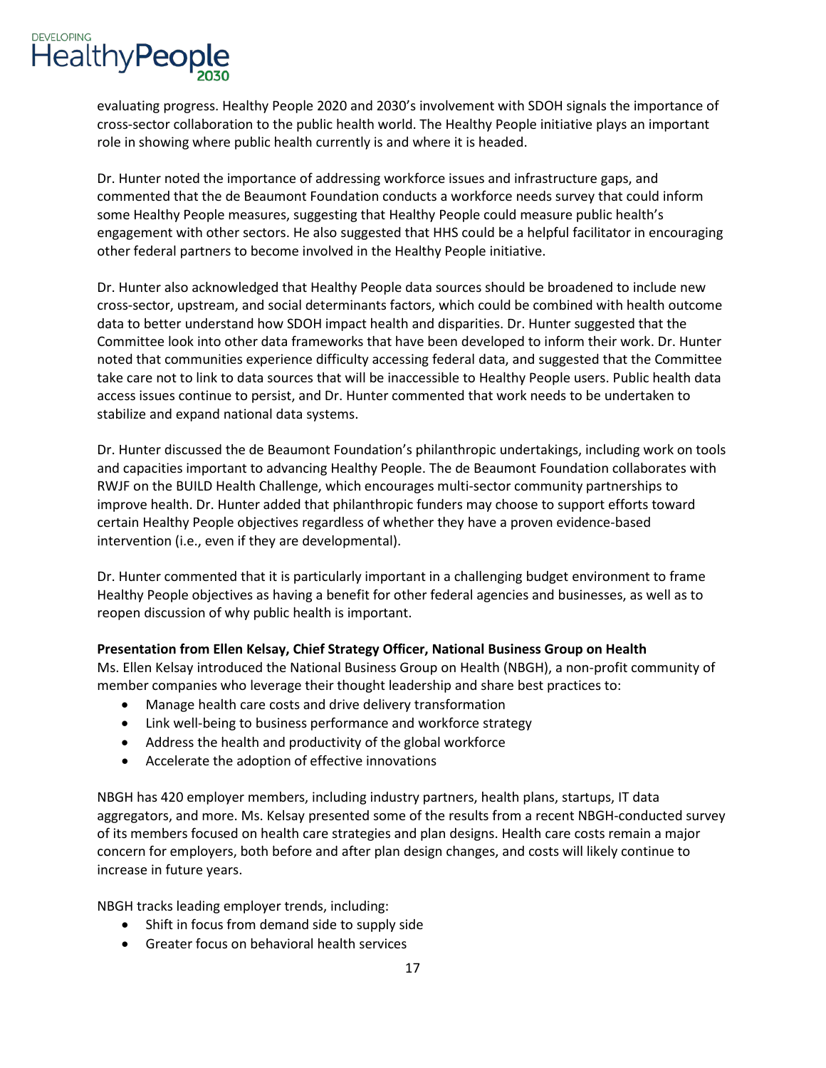evaluating progress. Healthy People 2020 and 2030's involvement with SDOH signals the importance of cross-sector collaboration to the public health world. The Healthy People initiative plays an important role in showing where public health currently is and where it is headed.

Dr. Hunter noted the importance of addressing workforce issues and infrastructure gaps, and commented that the de Beaumont Foundation conducts a workforce needs survey that could inform some Healthy People measures, suggesting that Healthy People could measure public health's engagement with other sectors. He also suggested that HHS could be a helpful facilitator in encouraging other federal partners to become involved in the Healthy People initiative.

Dr. Hunter also acknowledged that Healthy People data sources should be broadened to include new cross-sector, upstream, and social determinants factors, which could be combined with health outcome data to better understand how SDOH impact health and disparities. Dr. Hunter suggested that the Committee look into other data frameworks that have been developed to inform their work. Dr. Hunter noted that communities experience difficulty accessing federal data, and suggested that the Committee take care not to link to data sources that will be inaccessible to Healthy People users. Public health data access issues continue to persist, and Dr. Hunter commented that work needs to be undertaken to stabilize and expand national data systems.

Dr. Hunter discussed the de Beaumont Foundation's philanthropic undertakings, including work on tools and capacities important to advancing Healthy People. The de Beaumont Foundation collaborates with RWJF on the BUILD Health Challenge, which encourages multi-sector community partnerships to improve health. Dr. Hunter added that philanthropic funders may choose to support efforts toward certain Healthy People objectives regardless of whether they have a proven evidence-based intervention (i.e., even if they are developmental).

Dr. Hunter commented that it is particularly important in a challenging budget environment to frame Healthy People objectives as having a benefit for other federal agencies and businesses, as well as to reopen discussion of why public health is important.

**Presentation from Ellen Kelsay, Chief Strategy Officer, National Business Group on Health**

Ms. Ellen Kelsay introduced the National Business Group on Health (NBGH), a non-profit community of member companies who leverage their thought leadership and share best practices to:

- Manage health care costs and drive delivery transformation
- Link well-being to business performance and workforce strategy
- Address the health and productivity of the global workforce
- Accelerate the adoption of effective innovations

NBGH has 420 employer members, including industry partners, health plans, startups, IT data aggregators, and more. Ms. Kelsay presented some of the results from a recent NBGH-conducted survey of its members focused on health care strategies and plan designs. Health care costs remain a major concern for employers, both before and after plan design changes, and costs will likely continue to increase in future years.

NBGH tracks leading employer trends, including:

- Shift in focus from demand side to supply side
- Greater focus on behavioral health services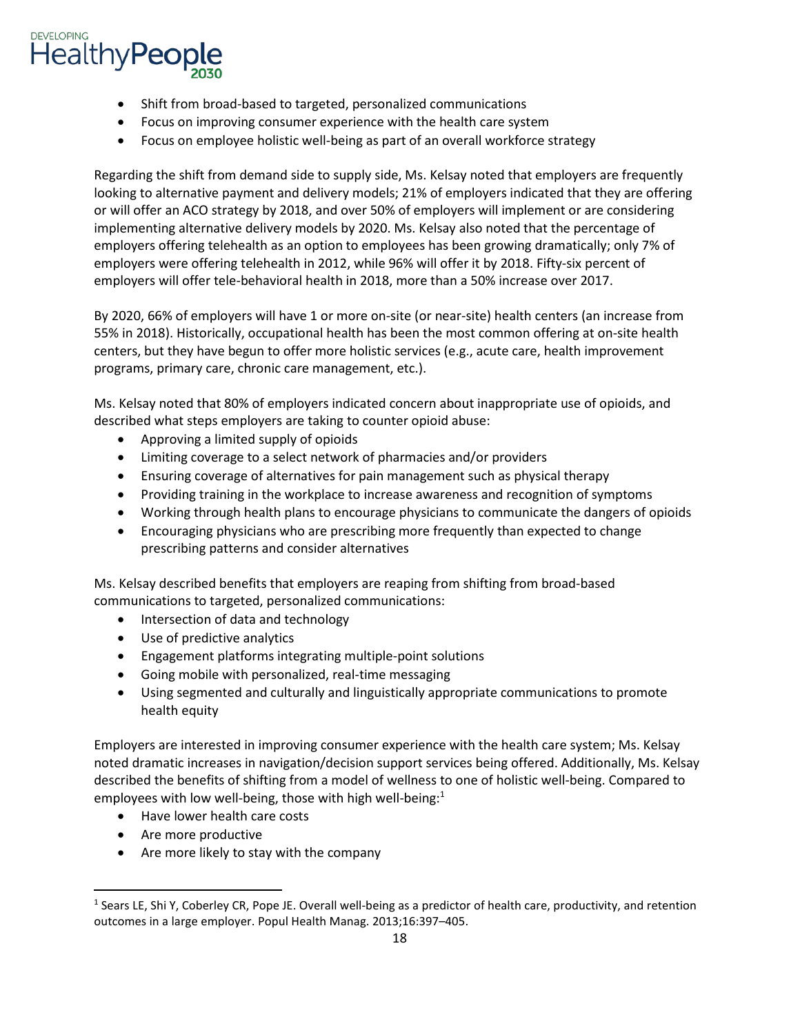- Shift from broad-based to targeted, personalized communications
- Focus on improving consumer experience with the health care system
- Focus on employee holistic well-being as part of an overall workforce strategy

Regarding the shift from demand side to supply side, Ms. Kelsay noted that employers are frequently looking to alternative payment and delivery models; 21% of employers indicated that they are offering or will offer an ACO strategy by 2018, and over 50% of employers will implement or are considering implementing alternative delivery models by 2020. Ms. Kelsay also noted that the percentage of employers offering telehealth as an option to employees has been growing dramatically; only 7% of employers were offering telehealth in 2012, while 96% will offer it by 2018. Fifty-six percent of employers will offer tele-behavioral health in 2018, more than a 50% increase over 2017.

By 2020, 66% of employers will have 1 or more on-site (or near-site) health centers (an increase from 55% in 2018). Historically, occupational health has been the most common offering at on-site health centers, but they have begun to offer more holistic services (e.g., acute care, health improvement programs, primary care, chronic care management, etc.).

Ms. Kelsay noted that 80% of employers indicated concern about inappropriate use of opioids, and described what steps employers are taking to counter opioid abuse:

- Approving a limited supply of opioids
- Limiting coverage to a select network of pharmacies and/or providers
- Ensuring coverage of alternatives for pain management such as physical therapy
- Providing training in the workplace to increase awareness and recognition of symptoms
- Working through health plans to encourage physicians to communicate the dangers of opioids
- Encouraging physicians who are prescribing more frequently than expected to change prescribing patterns and consider alternatives

Ms. Kelsay described benefits that employers are reaping from shifting from broad-based communications to targeted, personalized communications:

- Intersection of data and technology
- Use of predictive analytics
- Engagement platforms integrating multiple-point solutions
- Going mobile with personalized, real-time messaging
- Using segmented and culturally and linguistically appropriate communications to promote health equity

Employers are interested in improving consumer experience with the health care system; Ms. Kelsay noted dramatic increases in navigation/decision support services being offered. Additionally, Ms. Kelsay described the benefits of shifting from a model of wellness to one of holistic well-being. Compared to employees with low well-being, those with high well-being:[1]

- Have lower health care costs
- Are more productive
- Are more likely to stay with the company

[1] Sears LE, Shi Y, Coberley CR, Pope JE. Overall well-being as a predictor of health care, productivity, and retention outcomes in a large employer. Popul Health Manag. 2013;16:397–405.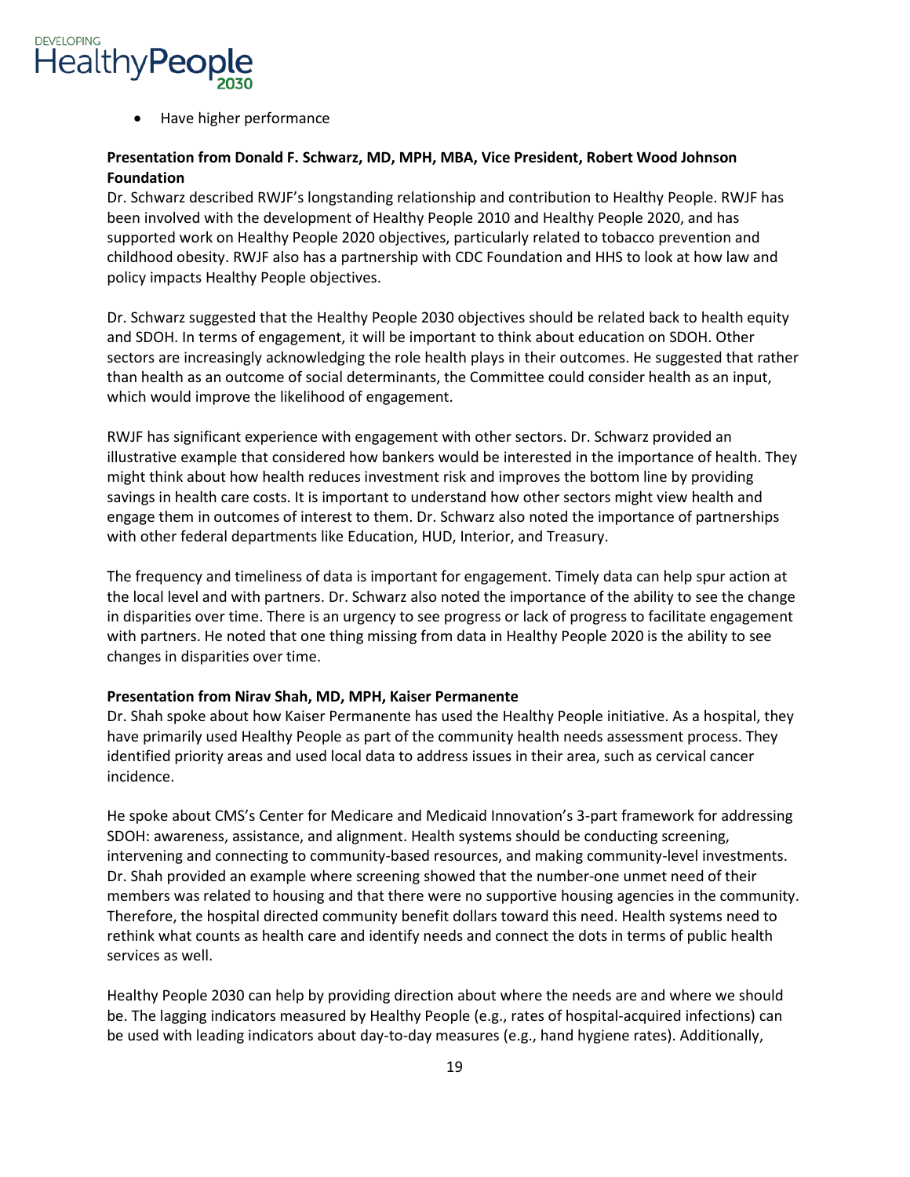- Have higher performance

**Presentation from Donald F. Schwarz, MD, MPH, MBA, Vice President, Robert Wood Johnson Foundation**

Dr. Schwarz described RWJF's longstanding relationship and contribution to Healthy People. RWJF has been involved with the development of Healthy People 2010 and Healthy People 2020, and has supported work on Healthy People 2020 objectives, particularly related to tobacco prevention and childhood obesity. RWJF also has a partnership with CDC Foundation and HHS to look at how law and policy impacts Healthy People objectives.

Dr. Schwarz suggested that the Healthy People 2030 objectives should be related back to health equity and SDOH. In terms of engagement, it will be important to think about education on SDOH. Other sectors are increasingly acknowledging the role health plays in their outcomes. He suggested that rather than health as an outcome of social determinants, the Committee could consider health as an input, which would improve the likelihood of engagement.

RWJF has significant experience with engagement with other sectors. Dr. Schwarz provided an illustrative example that considered how bankers would be interested in the importance of health. They might think about how health reduces investment risk and improves the bottom line by providing savings in health care costs. It is important to understand how other sectors might view health and engage them in outcomes of interest to them. Dr. Schwarz also noted the importance of partnerships with other federal departments like Education, HUD, Interior, and Treasury.

The frequency and timeliness of data is important for engagement. Timely data can help spur action at the local level and with partners. Dr. Schwarz also noted the importance of the ability to see the change in disparities over time. There is an urgency to see progress or lack of progress to facilitate engagement with partners. He noted that one thing missing from data in Healthy People 2020 is the ability to see changes in disparities over time.

**Presentation from Nirav Shah, MD, MPH, Kaiser Permanente**

Dr. Shah spoke about how Kaiser Permanente has used the Healthy People initiative. As a hospital, they have primarily used Healthy People as part of the community health needs assessment process. They identified priority areas and used local data to address issues in their area, such as cervical cancer incidence.

He spoke about CMS's Center for Medicare and Medicaid Innovation's 3-part framework for addressing SDOH: awareness, assistance, and alignment. Health systems should be conducting screening, intervening and connecting to community-based resources, and making community-level investments. Dr. Shah provided an example where screening showed that the number-one unmet need of their members was related to housing and that there were no supportive housing agencies in the community. Therefore, the hospital directed community benefit dollars toward this need. Health systems need to rethink what counts as health care and identify needs and connect the dots in terms of public health services as well.

Healthy People 2030 can help by providing direction about where the needs are and where we should be. The lagging indicators measured by Healthy People (e.g., rates of hospital-acquired infections) can be used with leading indicators about day-to-day measures (e.g., hand hygiene rates). Additionally,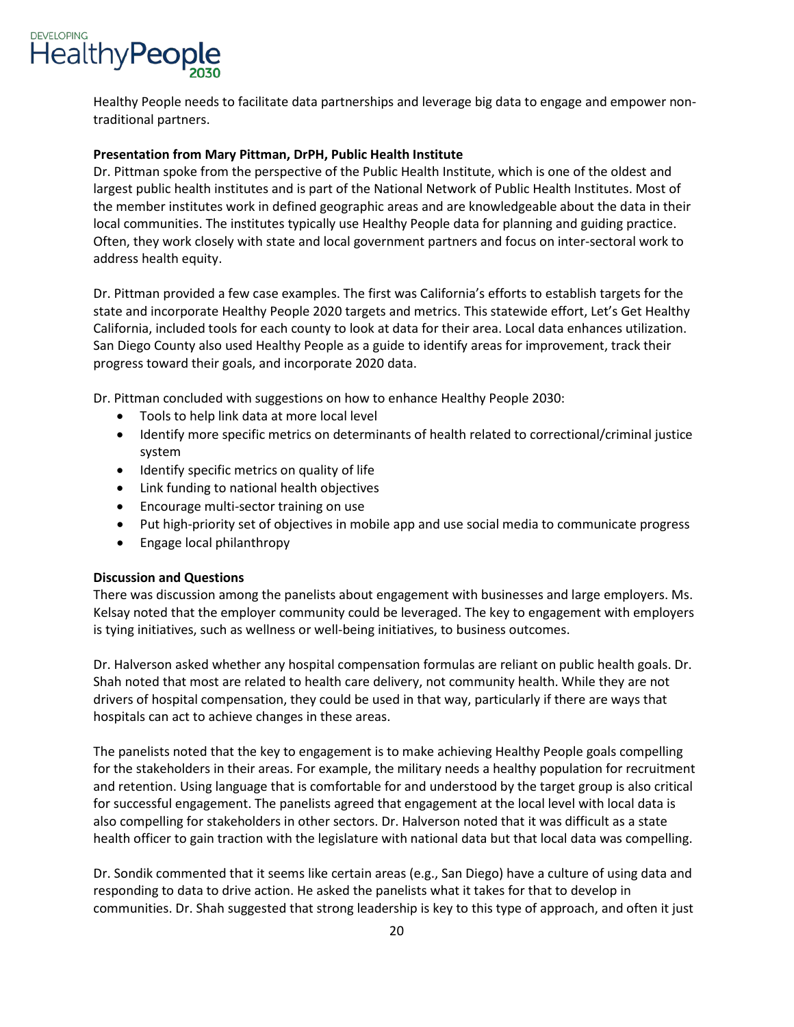Healthy People needs to facilitate data partnerships and leverage big data to engage and empower non-traditional partners.

**Presentation from Mary Pittman, DrPH, Public Health Institute**

Dr. Pittman spoke from the perspective of the Public Health Institute, which is one of the oldest and largest public health institutes and is part of the National Network of Public Health Institutes. Most of the member institutes work in defined geographic areas and are knowledgeable about the data in their local communities. The institutes typically use Healthy People data for planning and guiding practice. Often, they work closely with state and local government partners and focus on inter-sectoral work to address health equity.

Dr. Pittman provided a few case examples. The first was California's efforts to establish targets for the state and incorporate Healthy People 2020 targets and metrics. This statewide effort, Let's Get Healthy California, included tools for each county to look at data for their area. Local data enhances utilization. San Diego County also used Healthy People as a guide to identify areas for improvement, track their progress toward their goals, and incorporate 2020 data.

Dr. Pittman concluded with suggestions on how to enhance Healthy People 2030:

- Tools to help link data at more local level
- Identify more specific metrics on determinants of health related to correctional/criminal justice system
- Identify specific metrics on quality of life
- Link funding to national health objectives
- Encourage multi-sector training on use
- Put high-priority set of objectives in mobile app and use social media to communicate progress
- Engage local philanthropy

**Discussion and Questions**

There was discussion among the panelists about engagement with businesses and large employers. Ms. Kelsay noted that the employer community could be leveraged. The key to engagement with employers is tying initiatives, such as wellness or well-being initiatives, to business outcomes.

Dr. Halverson asked whether any hospital compensation formulas are reliant on public health goals. Dr. Shah noted that most are related to health care delivery, not community health. While they are not drivers of hospital compensation, they could be used in that way, particularly if there are ways that hospitals can act to achieve changes in these areas.

The panelists noted that the key to engagement is to make achieving Healthy People goals compelling for the stakeholders in their areas. For example, the military needs a healthy population for recruitment and retention. Using language that is comfortable for and understood by the target group is also critical for successful engagement. The panelists agreed that engagement at the local level with local data is also compelling for stakeholders in other sectors. Dr. Halverson noted that it was difficult as a state health officer to gain traction with the legislature with national data but that local data was compelling.

Dr. Sondik commented that it seems like certain areas (e.g., San Diego) have a culture of using data and responding to data to drive action. He asked the panelists what it takes for that to develop in communities. Dr. Shah suggested that strong leadership is key to this type of approach, and often it just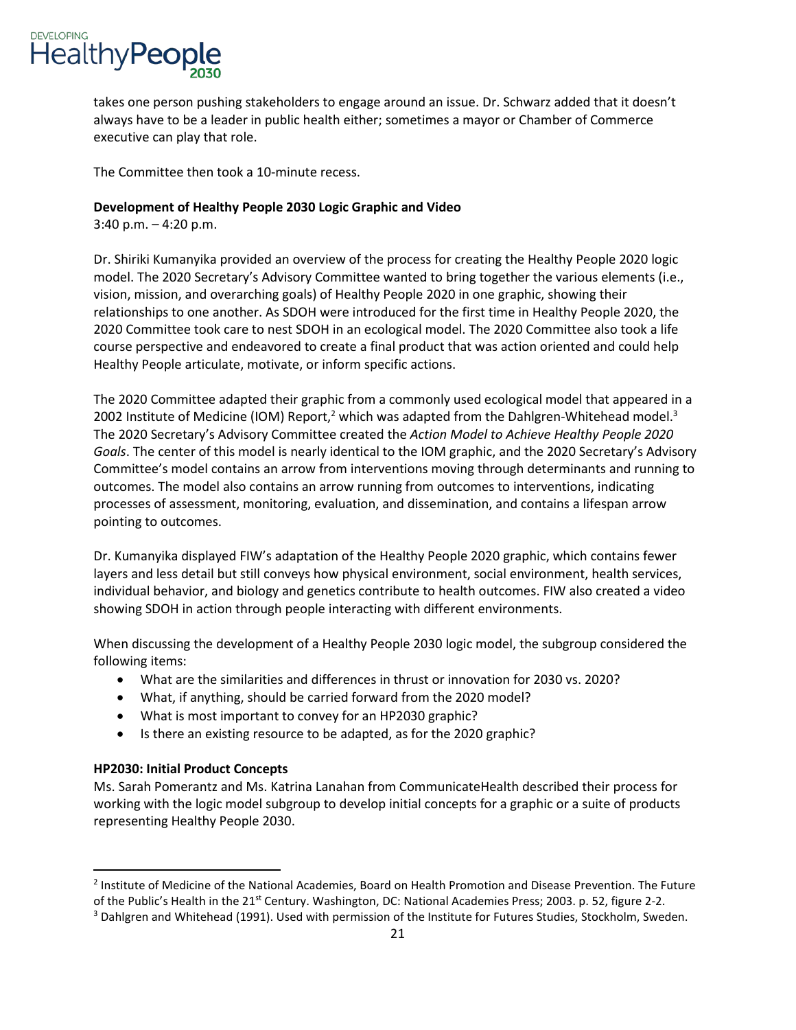takes one person pushing stakeholders to engage around an issue. Dr. Schwarz added that it doesn't always have to be a leader in public health either; sometimes a mayor or Chamber of Commerce executive can play that role.

The Committee then took a 10-minute recess.

**Development of Healthy People 2030 Logic Graphic and Video**
3:40 p.m. – 4:20 p.m.

Dr. Shiriki Kumanyika provided an overview of the process for creating the Healthy People 2020 logic model. The 2020 Secretary's Advisory Committee wanted to bring together the various elements (i.e., vision, mission, and overarching goals) of Healthy People 2020 in one graphic, showing their relationships to one another. As SDOH were introduced for the first time in Healthy People 2020, the 2020 Committee took care to nest SDOH in an ecological model. The 2020 Committee also took a life course perspective and endeavored to create a final product that was action oriented and could help Healthy People articulate, motivate, or inform specific actions.

The 2020 Committee adapted their graphic from a commonly used ecological model that appeared in a 2002 Institute of Medicine (IOM) Report,[2] which was adapted from the Dahlgren-Whitehead model.[3] The 2020 Secretary's Advisory Committee created the *Action Model to Achieve Healthy People 2020 Goals*. The center of this model is nearly identical to the IOM graphic, and the 2020 Secretary's Advisory Committee's model contains an arrow from interventions moving through determinants and running to outcomes. The model also contains an arrow running from outcomes to interventions, indicating processes of assessment, monitoring, evaluation, and dissemination, and contains a lifespan arrow pointing to outcomes.

Dr. Kumanyika displayed FIW's adaptation of the Healthy People 2020 graphic, which contains fewer layers and less detail but still conveys how physical environment, social environment, health services, individual behavior, and biology and genetics contribute to health outcomes. FIW also created a video showing SDOH in action through people interacting with different environments.

When discussing the development of a Healthy People 2030 logic model, the subgroup considered the following items:

- What are the similarities and differences in thrust or innovation for 2030 vs. 2020?
- What, if anything, should be carried forward from the 2020 model?
- What is most important to convey for an HP2030 graphic?
- Is there an existing resource to be adapted, as for the 2020 graphic?

**HP2030: Initial Product Concepts**
Ms. Sarah Pomerantz and Ms. Katrina Lanahan from CommunicateHealth described their process for working with the logic model subgroup to develop initial concepts for a graphic or a suite of products representing Healthy People 2030.

---

[2] Institute of Medicine of the National Academies, Board on Health Promotion and Disease Prevention. The Future of the Public's Health in the 21st Century. Washington, DC: National Academies Press; 2003. p. 52, figure 2-2.
[3] Dahlgren and Whitehead (1991). Used with permission of the Institute for Futures Studies, Stockholm, Sweden.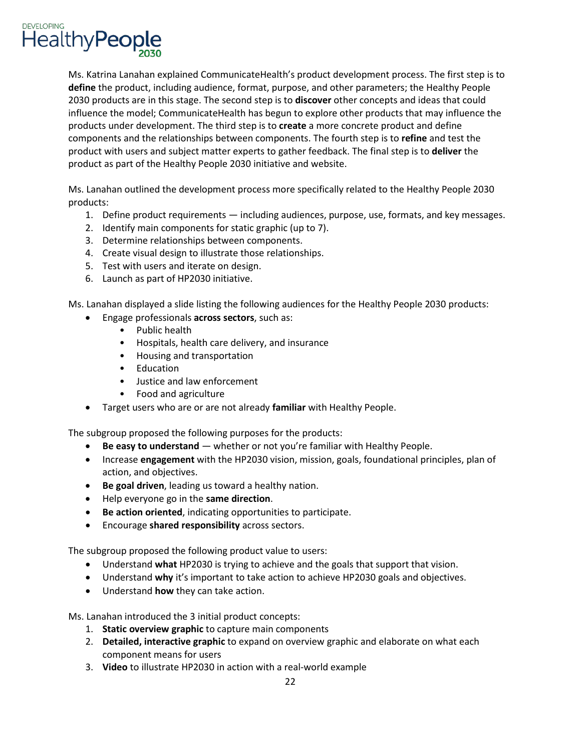Ms. Katrina Lanahan explained CommunicateHealth's product development process. The first step is to **define** the product, including audience, format, purpose, and other parameters; the Healthy People 2030 products are in this stage. The second step is to **discover** other concepts and ideas that could influence the model; CommunicateHealth has begun to explore other products that may influence the products under development. The third step is to **create** a more concrete product and define components and the relationships between components. The fourth step is to **refine** and test the product with users and subject matter experts to gather feedback. The final step is to **deliver** the product as part of the Healthy People 2030 initiative and website.

Ms. Lanahan outlined the development process more specifically related to the Healthy People 2030 products:

1. Define product requirements — including audiences, purpose, use, formats, and key messages.
2. Identify main components for static graphic (up to 7).
3. Determine relationships between components.
4. Create visual design to illustrate those relationships.
5. Test with users and iterate on design.
6. Launch as part of HP2030 initiative.

Ms. Lanahan displayed a slide listing the following audiences for the Healthy People 2030 products:

- Engage professionals **across sectors**, such as:
    - Public health
    - Hospitals, health care delivery, and insurance
    - Housing and transportation
    - Education
    - Justice and law enforcement
    - Food and agriculture
- Target users who are or are not already **familiar** with Healthy People.

The subgroup proposed the following purposes for the products:

- **Be easy to understand** — whether or not you're familiar with Healthy People.
- Increase **engagement** with the HP2030 vision, mission, goals, foundational principles, plan of action, and objectives.
- **Be goal driven**, leading us toward a healthy nation.
- Help everyone go in the **same direction**.
- **Be action oriented**, indicating opportunities to participate.
- Encourage **shared responsibility** across sectors.

The subgroup proposed the following product value to users:

- Understand **what** HP2030 is trying to achieve and the goals that support that vision.
- Understand **why** it's important to take action to achieve HP2030 goals and objectives.
- Understand **how** they can take action.

Ms. Lanahan introduced the 3 initial product concepts:

1. **Static overview graphic** to capture main components
2. **Detailed, interactive graphic** to expand on overview graphic and elaborate on what each component means for users
3. **Video** to illustrate HP2030 in action with a real-world example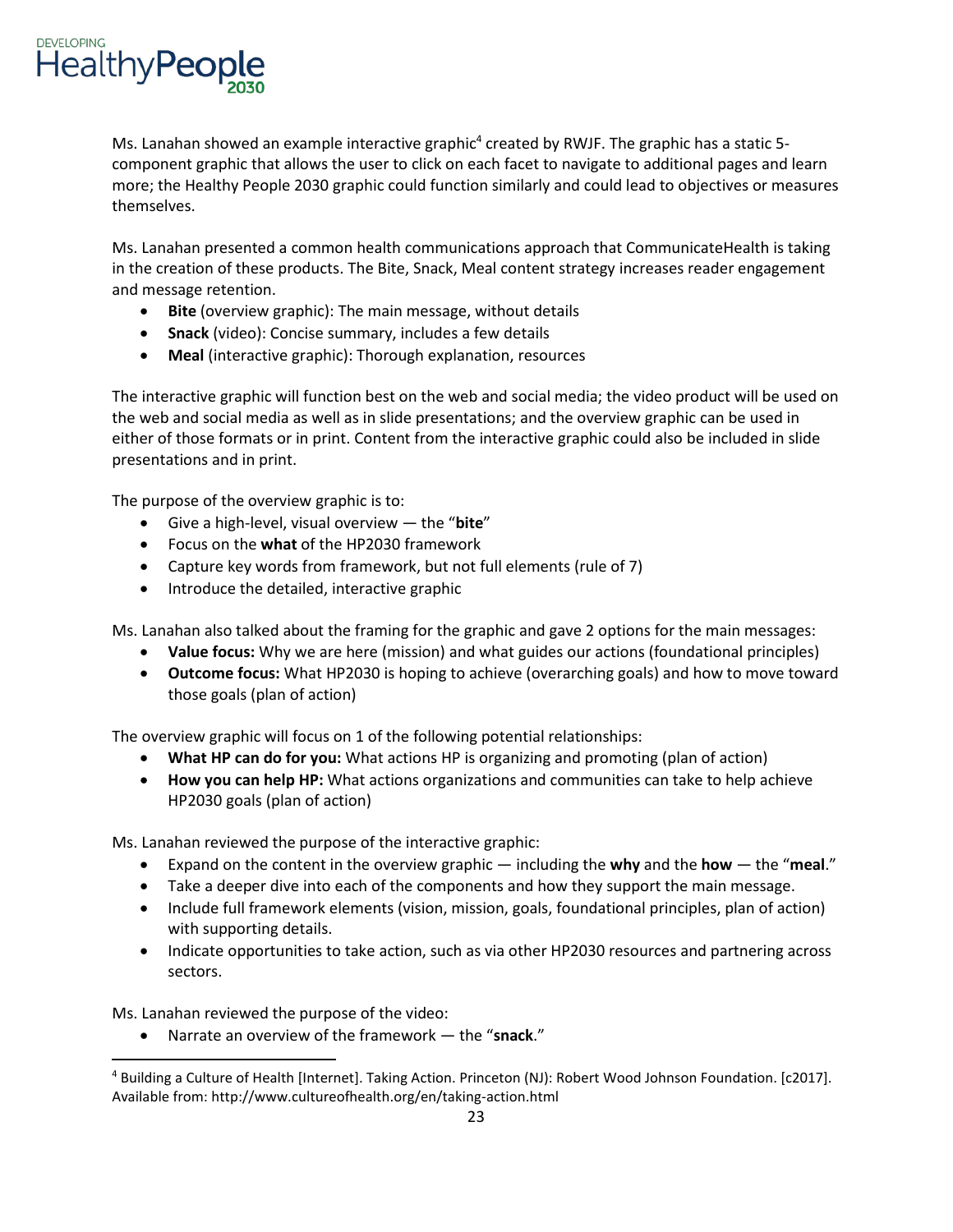Ms. Lanahan showed an example interactive graphic[4] created by RWJF. The graphic has a static 5-component graphic that allows the user to click on each facet to navigate to additional pages and learn more; the Healthy People 2030 graphic could function similarly and could lead to objectives or measures themselves.

Ms. Lanahan presented a common health communications approach that CommunicateHealth is taking in the creation of these products. The Bite, Snack, Meal content strategy increases reader engagement and message retention.

- **Bite** (overview graphic): The main message, without details
- **Snack** (video): Concise summary, includes a few details
- **Meal** (interactive graphic): Thorough explanation, resources

The interactive graphic will function best on the web and social media; the video product will be used on the web and social media as well as in slide presentations; and the overview graphic can be used in either of those formats or in print. Content from the interactive graphic could also be included in slide presentations and in print.

The purpose of the overview graphic is to:

- Give a high-level, visual overview — the "**bite**"
- Focus on the **what** of the HP2030 framework
- Capture key words from framework, but not full elements (rule of 7)
- Introduce the detailed, interactive graphic

Ms. Lanahan also talked about the framing for the graphic and gave 2 options for the main messages:

- **Value focus:** Why we are here (mission) and what guides our actions (foundational principles)
- **Outcome focus:** What HP2030 is hoping to achieve (overarching goals) and how to move toward those goals (plan of action)

The overview graphic will focus on 1 of the following potential relationships:

- **What HP can do for you:** What actions HP is organizing and promoting (plan of action)
- **How you can help HP:** What actions organizations and communities can take to help achieve HP2030 goals (plan of action)

Ms. Lanahan reviewed the purpose of the interactive graphic:

- Expand on the content in the overview graphic — including the **why** and the **how** — the "**meal**."
- Take a deeper dive into each of the components and how they support the main message.
- Include full framework elements (vision, mission, goals, foundational principles, plan of action) with supporting details.
- Indicate opportunities to take action, such as via other HP2030 resources and partnering across sectors.

Ms. Lanahan reviewed the purpose of the video:

- Narrate an overview of the framework — the "**snack**."

[4] Building a Culture of Health [Internet]. Taking Action. Princeton (NJ): Robert Wood Johnson Foundation. [c2017]. Available from: http://www.cultureofhealth.org/en/taking-action.html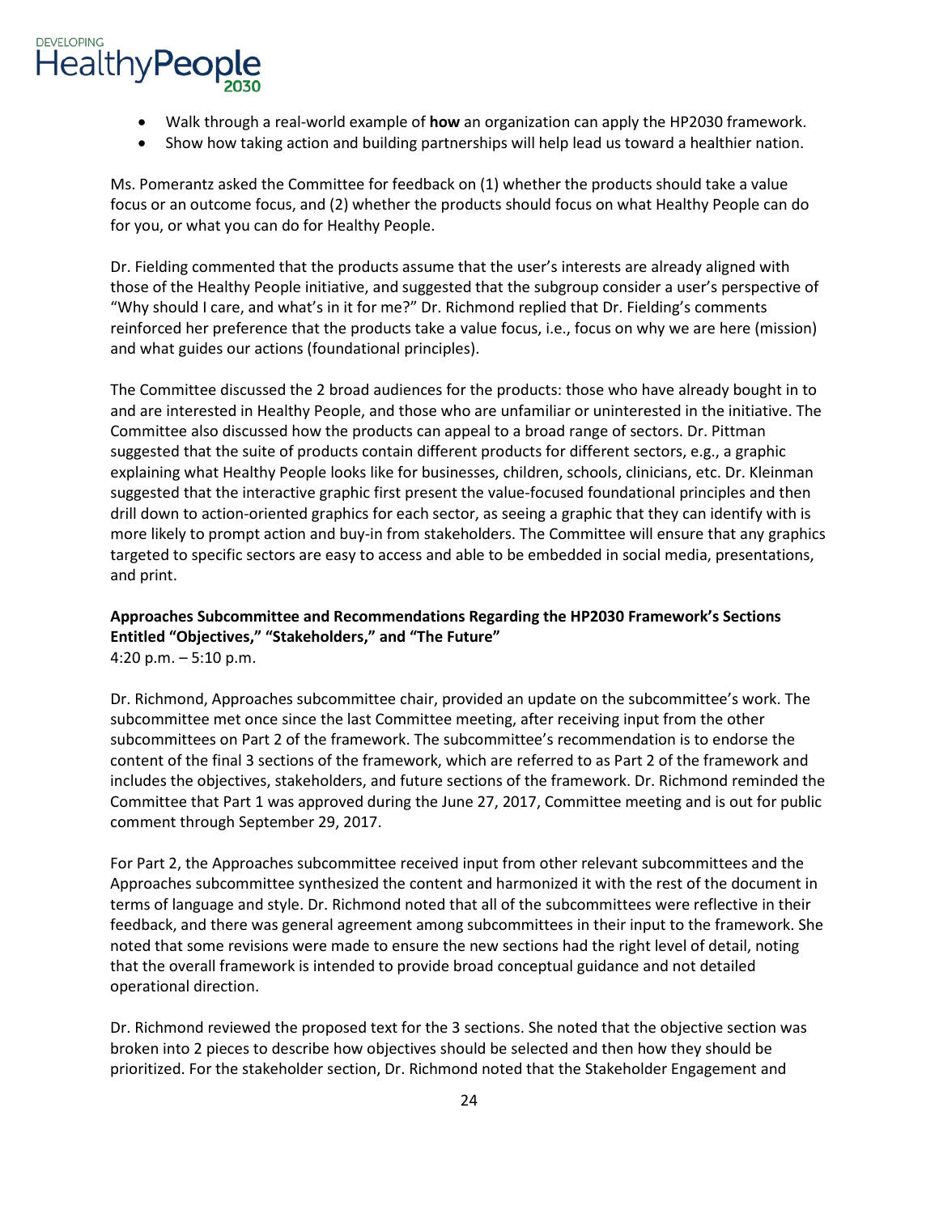- Walk through a real-world example of **how** an organization can apply the HP2030 framework.
- Show how taking action and building partnerships will help lead us toward a healthier nation.

Ms. Pomerantz asked the Committee for feedback on (1) whether the products should take a value focus or an outcome focus, and (2) whether the products should focus on what Healthy People can do for you, or what you can do for Healthy People.

Dr. Fielding commented that the products assume that the user's interests are already aligned with those of the Healthy People initiative, and suggested that the subgroup consider a user's perspective of "Why should I care, and what's in it for me?" Dr. Richmond replied that Dr. Fielding's comments reinforced her preference that the products take a value focus, i.e., focus on why we are here (mission) and what guides our actions (foundational principles).

The Committee discussed the 2 broad audiences for the products: those who have already bought in to and are interested in Healthy People, and those who are unfamiliar or uninterested in the initiative. The Committee also discussed how the products can appeal to a broad range of sectors. Dr. Pittman suggested that the suite of products contain different products for different sectors, e.g., a graphic explaining what Healthy People looks like for businesses, children, schools, clinicians, etc. Dr. Kleinman suggested that the interactive graphic first present the value-focused foundational principles and then drill down to action-oriented graphics for each sector, as seeing a graphic that they can identify with is more likely to prompt action and buy-in from stakeholders. The Committee will ensure that any graphics targeted to specific sectors are easy to access and able to be embedded in social media, presentations, and print.

**Approaches Subcommittee and Recommendations Regarding the HP2030 Framework's Sections Entitled "Objectives," "Stakeholders," and "The Future"**
4:20 p.m. – 5:10 p.m.

Dr. Richmond, Approaches subcommittee chair, provided an update on the subcommittee's work. The subcommittee met once since the last Committee meeting, after receiving input from the other subcommittees on Part 2 of the framework. The subcommittee's recommendation is to endorse the content of the final 3 sections of the framework, which are referred to as Part 2 of the framework and includes the objectives, stakeholders, and future sections of the framework. Dr. Richmond reminded the Committee that Part 1 was approved during the June 27, 2017, Committee meeting and is out for public comment through September 29, 2017.

For Part 2, the Approaches subcommittee received input from other relevant subcommittees and the Approaches subcommittee synthesized the content and harmonized it with the rest of the document in terms of language and style. Dr. Richmond noted that all of the subcommittees were reflective in their feedback, and there was general agreement among subcommittees in their input to the framework. She noted that some revisions were made to ensure the new sections had the right level of detail, noting that the overall framework is intended to provide broad conceptual guidance and not detailed operational direction.

Dr. Richmond reviewed the proposed text for the 3 sections. She noted that the objective section was broken into 2 pieces to describe how objectives should be selected and then how they should be prioritized. For the stakeholder section, Dr. Richmond noted that the Stakeholder Engagement and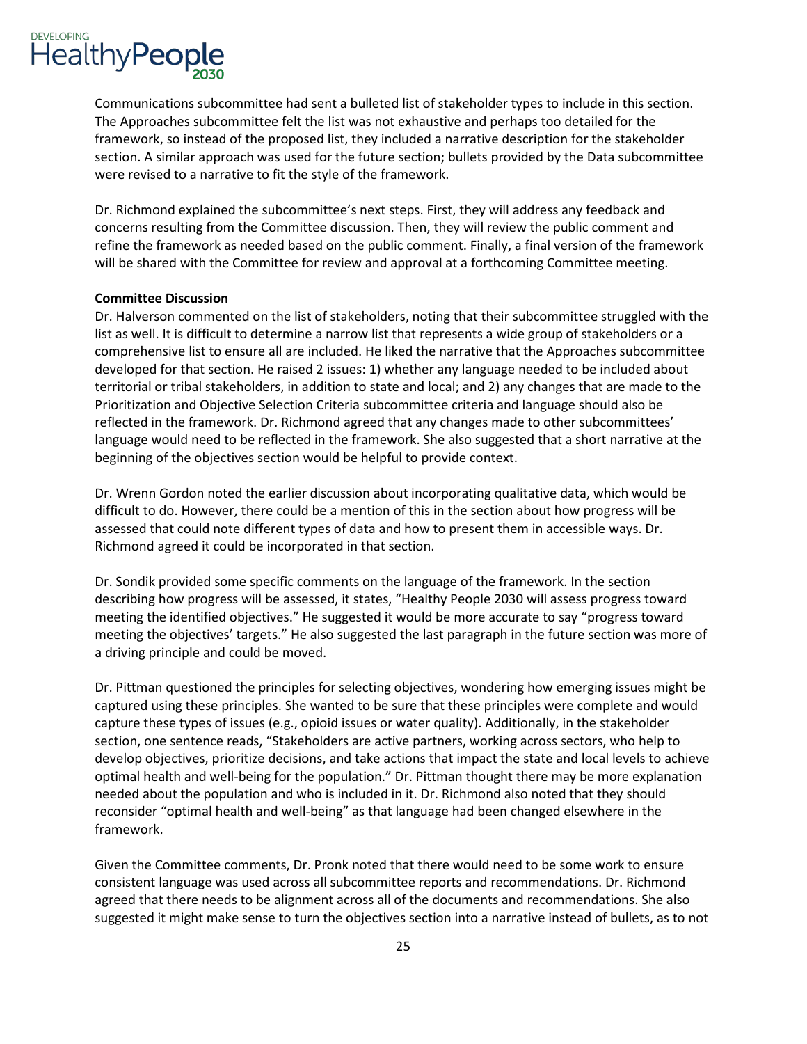Communications subcommittee had sent a bulleted list of stakeholder types to include in this section. The Approaches subcommittee felt the list was not exhaustive and perhaps too detailed for the framework, so instead of the proposed list, they included a narrative description for the stakeholder section. A similar approach was used for the future section; bullets provided by the Data subcommittee were revised to a narrative to fit the style of the framework.

Dr. Richmond explained the subcommittee's next steps. First, they will address any feedback and concerns resulting from the Committee discussion. Then, they will review the public comment and refine the framework as needed based on the public comment. Finally, a final version of the framework will be shared with the Committee for review and approval at a forthcoming Committee meeting.

**Committee Discussion**

Dr. Halverson commented on the list of stakeholders, noting that their subcommittee struggled with the list as well. It is difficult to determine a narrow list that represents a wide group of stakeholders or a comprehensive list to ensure all are included. He liked the narrative that the Approaches subcommittee developed for that section. He raised 2 issues: 1) whether any language needed to be included about territorial or tribal stakeholders, in addition to state and local; and 2) any changes that are made to the Prioritization and Objective Selection Criteria subcommittee criteria and language should also be reflected in the framework. Dr. Richmond agreed that any changes made to other subcommittees' language would need to be reflected in the framework. She also suggested that a short narrative at the beginning of the objectives section would be helpful to provide context.

Dr. Wrenn Gordon noted the earlier discussion about incorporating qualitative data, which would be difficult to do. However, there could be a mention of this in the section about how progress will be assessed that could note different types of data and how to present them in accessible ways. Dr. Richmond agreed it could be incorporated in that section.

Dr. Sondik provided some specific comments on the language of the framework. In the section describing how progress will be assessed, it states, "Healthy People 2030 will assess progress toward meeting the identified objectives." He suggested it would be more accurate to say "progress toward meeting the objectives' targets." He also suggested the last paragraph in the future section was more of a driving principle and could be moved.

Dr. Pittman questioned the principles for selecting objectives, wondering how emerging issues might be captured using these principles. She wanted to be sure that these principles were complete and would capture these types of issues (e.g., opioid issues or water quality). Additionally, in the stakeholder section, one sentence reads, "Stakeholders are active partners, working across sectors, who help to develop objectives, prioritize decisions, and take actions that impact the state and local levels to achieve optimal health and well-being for the population." Dr. Pittman thought there may be more explanation needed about the population and who is included in it. Dr. Richmond also noted that they should reconsider "optimal health and well-being" as that language had been changed elsewhere in the framework.

Given the Committee comments, Dr. Pronk noted that there would need to be some work to ensure consistent language was used across all subcommittee reports and recommendations. Dr. Richmond agreed that there needs to be alignment across all of the documents and recommendations. She also suggested it might make sense to turn the objectives section into a narrative instead of bullets, as to not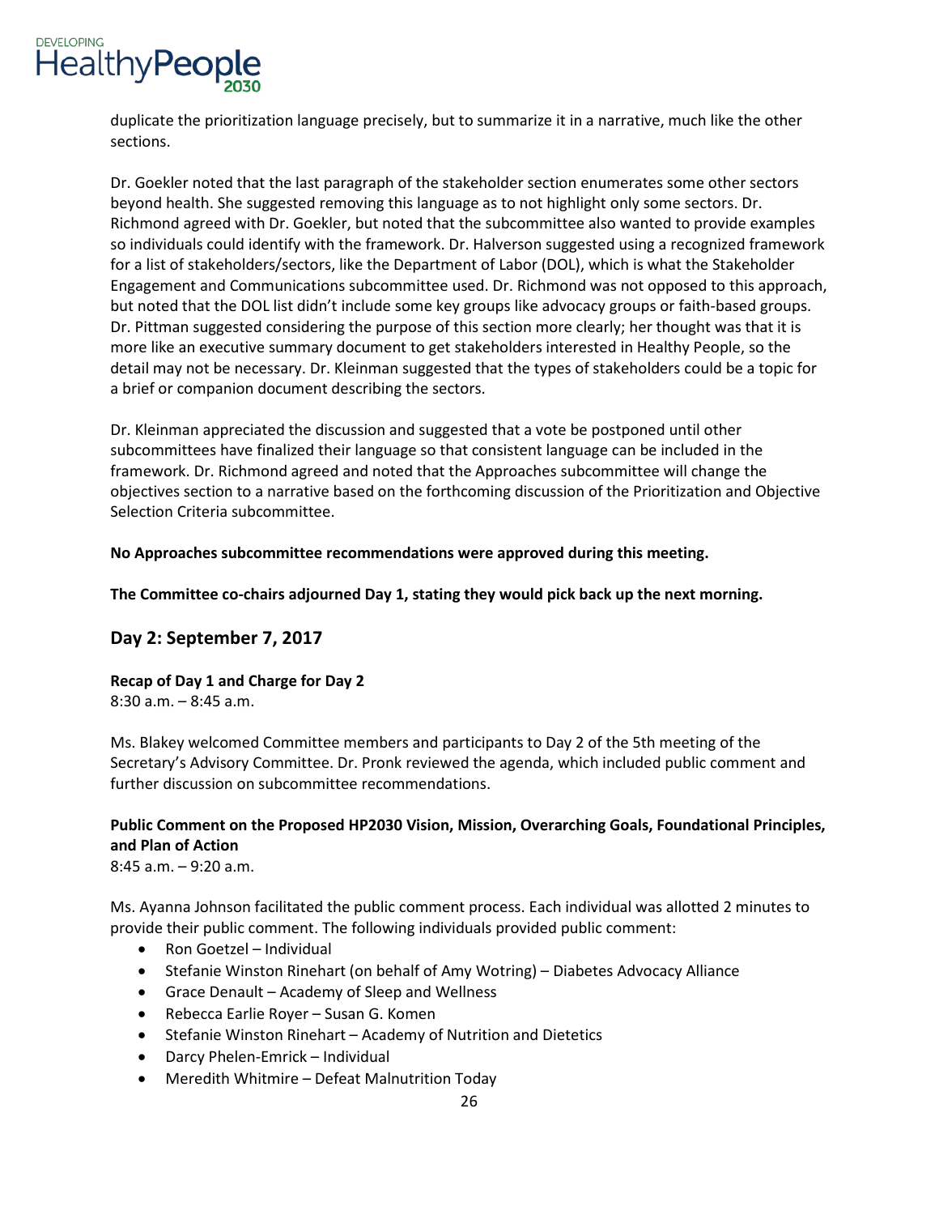duplicate the prioritization language precisely, but to summarize it in a narrative, much like the other sections.

Dr. Goekler noted that the last paragraph of the stakeholder section enumerates some other sectors beyond health. She suggested removing this language as to not highlight only some sectors. Dr. Richmond agreed with Dr. Goekler, but noted that the subcommittee also wanted to provide examples so individuals could identify with the framework. Dr. Halverson suggested using a recognized framework for a list of stakeholders/sectors, like the Department of Labor (DOL), which is what the Stakeholder Engagement and Communications subcommittee used. Dr. Richmond was not opposed to this approach, but noted that the DOL list didn't include some key groups like advocacy groups or faith-based groups. Dr. Pittman suggested considering the purpose of this section more clearly; her thought was that it is more like an executive summary document to get stakeholders interested in Healthy People, so the detail may not be necessary. Dr. Kleinman suggested that the types of stakeholders could be a topic for a brief or companion document describing the sectors.

Dr. Kleinman appreciated the discussion and suggested that a vote be postponed until other subcommittees have finalized their language so that consistent language can be included in the framework. Dr. Richmond agreed and noted that the Approaches subcommittee will change the objectives section to a narrative based on the forthcoming discussion of the Prioritization and Objective Selection Criteria subcommittee.

**No Approaches subcommittee recommendations were approved during this meeting.**

**The Committee co-chairs adjourned Day 1, stating they would pick back up the next morning.**

## Day 2: September 7, 2017

**Recap of Day 1 and Charge for Day 2**
8:30 a.m. – 8:45 a.m.

Ms. Blakey welcomed Committee members and participants to Day 2 of the 5th meeting of the Secretary's Advisory Committee. Dr. Pronk reviewed the agenda, which included public comment and further discussion on subcommittee recommendations.

**Public Comment on the Proposed HP2030 Vision, Mission, Overarching Goals, Foundational Principles, and Plan of Action**
8:45 a.m. – 9:20 a.m.

Ms. Ayanna Johnson facilitated the public comment process. Each individual was allotted 2 minutes to provide their public comment. The following individuals provided public comment:

- Ron Goetzel – Individual
- Stefanie Winston Rinehart (on behalf of Amy Wotring) – Diabetes Advocacy Alliance
- Grace Denault – Academy of Sleep and Wellness
- Rebecca Earlie Royer – Susan G. Komen
- Stefanie Winston Rinehart – Academy of Nutrition and Dietetics
- Darcy Phelen-Emrick – Individual
- Meredith Whitmire – Defeat Malnutrition Today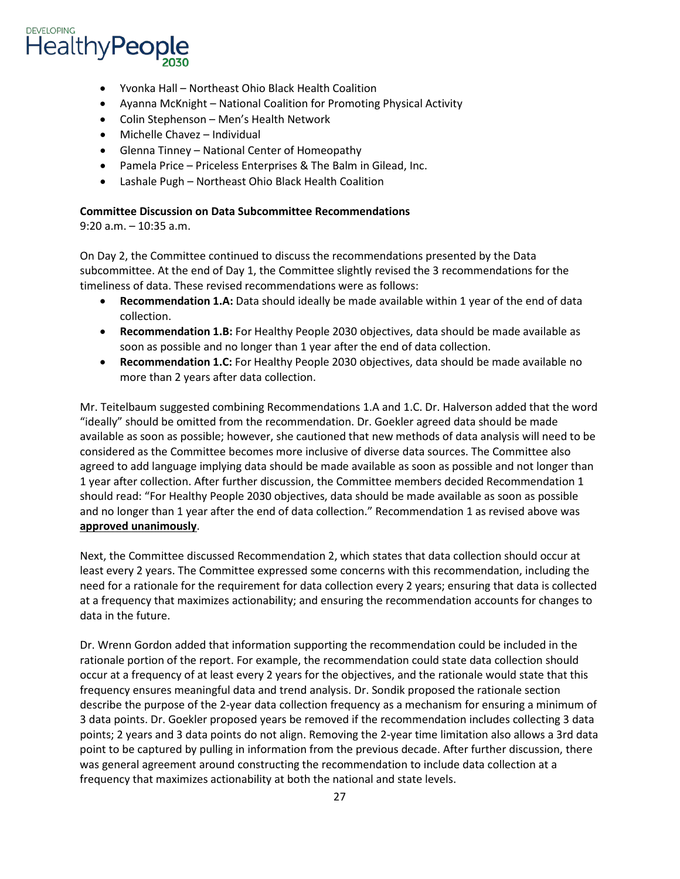- Yvonka Hall – Northeast Ohio Black Health Coalition
- Ayanna McKnight – National Coalition for Promoting Physical Activity
- Colin Stephenson – Men's Health Network
- Michelle Chavez – Individual
- Glenna Tinney – National Center of Homeopathy
- Pamela Price – Priceless Enterprises & The Balm in Gilead, Inc.
- Lashale Pugh – Northeast Ohio Black Health Coalition

**Committee Discussion on Data Subcommittee Recommendations**
9:20 a.m. – 10:35 a.m.

On Day 2, the Committee continued to discuss the recommendations presented by the Data subcommittee. At the end of Day 1, the Committee slightly revised the 3 recommendations for the timeliness of data. These revised recommendations were as follows:

- **Recommendation 1.A:** Data should ideally be made available within 1 year of the end of data collection.
- **Recommendation 1.B:** For Healthy People 2030 objectives, data should be made available as soon as possible and no longer than 1 year after the end of data collection.
- **Recommendation 1.C:** For Healthy People 2030 objectives, data should be made available no more than 2 years after data collection.

Mr. Teitelbaum suggested combining Recommendations 1.A and 1.C. Dr. Halverson added that the word "ideally" should be omitted from the recommendation. Dr. Goekler agreed data should be made available as soon as possible; however, she cautioned that new methods of data analysis will need to be considered as the Committee becomes more inclusive of diverse data sources. The Committee also agreed to add language implying data should be made available as soon as possible and not longer than 1 year after collection. After further discussion, the Committee members decided Recommendation 1 should read: "For Healthy People 2030 objectives, data should be made available as soon as possible and no longer than 1 year after the end of data collection." Recommendation 1 as revised above was **approved unanimously**.

Next, the Committee discussed Recommendation 2, which states that data collection should occur at least every 2 years. The Committee expressed some concerns with this recommendation, including the need for a rationale for the requirement for data collection every 2 years; ensuring that data is collected at a frequency that maximizes actionability; and ensuring the recommendation accounts for changes to data in the future.

Dr. Wrenn Gordon added that information supporting the recommendation could be included in the rationale portion of the report. For example, the recommendation could state data collection should occur at a frequency of at least every 2 years for the objectives, and the rationale would state that this frequency ensures meaningful data and trend analysis. Dr. Sondik proposed the rationale section describe the purpose of the 2-year data collection frequency as a mechanism for ensuring a minimum of 3 data points. Dr. Goekler proposed years be removed if the recommendation includes collecting 3 data points; 2 years and 3 data points do not align. Removing the 2-year time limitation also allows a 3rd data point to be captured by pulling in information from the previous decade. After further discussion, there was general agreement around constructing the recommendation to include data collection at a frequency that maximizes actionability at both the national and state levels.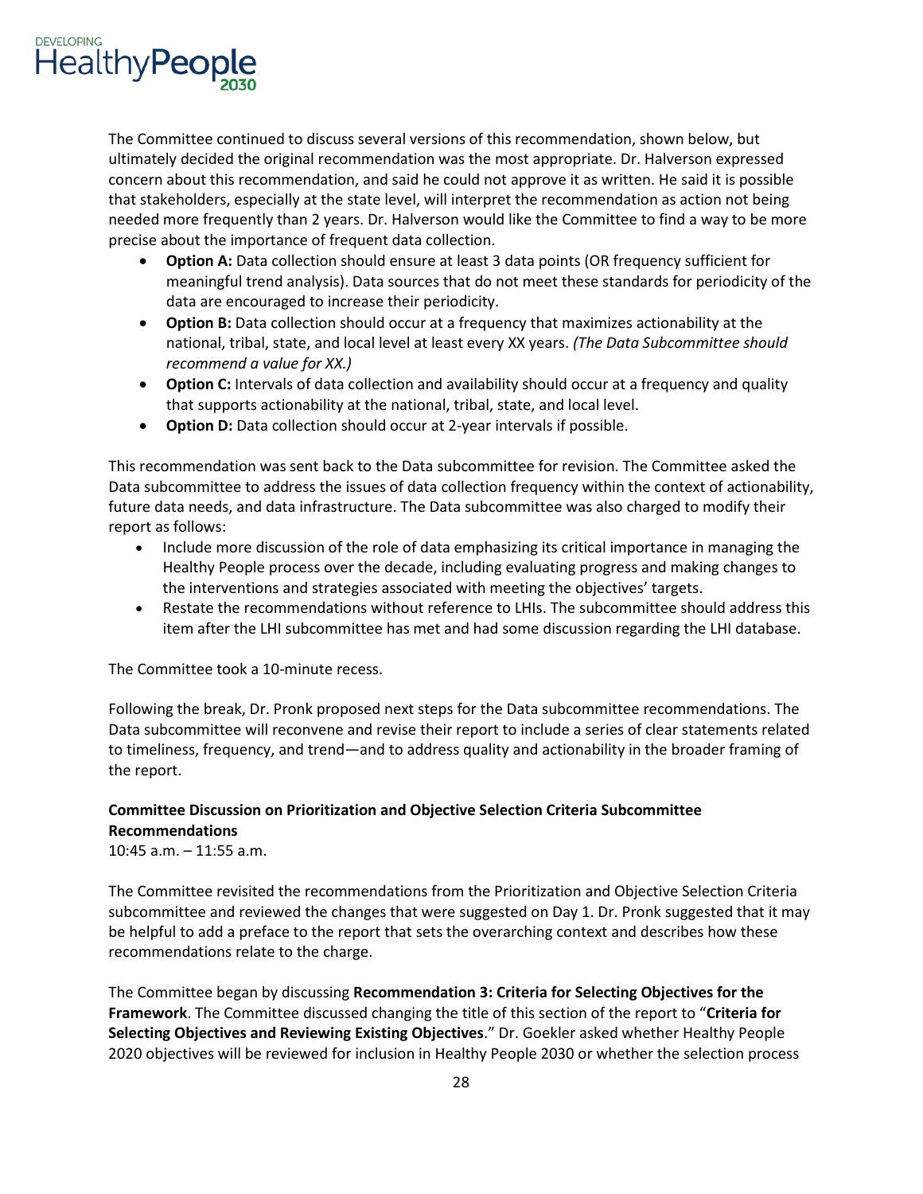The Committee continued to discuss several versions of this recommendation, shown below, but ultimately decided the original recommendation was the most appropriate. Dr. Halverson expressed concern about this recommendation, and said he could not approve it as written. He said it is possible that stakeholders, especially at the state level, will interpret the recommendation as action not being needed more frequently than 2 years. Dr. Halverson would like the Committee to find a way to be more precise about the importance of frequent data collection.

- **Option A:** Data collection should ensure at least 3 data points (OR frequency sufficient for meaningful trend analysis). Data sources that do not meet these standards for periodicity of the data are encouraged to increase their periodicity.
- **Option B:** Data collection should occur at a frequency that maximizes actionability at the national, tribal, state, and local level at least every XX years. *(The Data Subcommittee should recommend a value for XX.)*
- **Option C:** Intervals of data collection and availability should occur at a frequency and quality that supports actionability at the national, tribal, state, and local level.
- **Option D:** Data collection should occur at 2-year intervals if possible.

This recommendation was sent back to the Data subcommittee for revision. The Committee asked the Data subcommittee to address the issues of data collection frequency within the context of actionability, future data needs, and data infrastructure. The Data subcommittee was also charged to modify their report as follows:

- Include more discussion of the role of data emphasizing its critical importance in managing the Healthy People process over the decade, including evaluating progress and making changes to the interventions and strategies associated with meeting the objectives' targets.
- Restate the recommendations without reference to LHIs. The subcommittee should address this item after the LHI subcommittee has met and had some discussion regarding the LHI database.

The Committee took a 10-minute recess.

Following the break, Dr. Pronk proposed next steps for the Data subcommittee recommendations. The Data subcommittee will reconvene and revise their report to include a series of clear statements related to timeliness, frequency, and trend—and to address quality and actionability in the broader framing of the report.

**Committee Discussion on Prioritization and Objective Selection Criteria Subcommittee Recommendations**
10:45 a.m. – 11:55 a.m.

The Committee revisited the recommendations from the Prioritization and Objective Selection Criteria subcommittee and reviewed the changes that were suggested on Day 1. Dr. Pronk suggested that it may be helpful to add a preface to the report that sets the overarching context and describes how these recommendations relate to the charge.

The Committee began by discussing **Recommendation 3: Criteria for Selecting Objectives for the Framework**. The Committee discussed changing the title of this section of the report to "**Criteria for Selecting Objectives and Reviewing Existing Objectives**." Dr. Goekler asked whether Healthy People 2020 objectives will be reviewed for inclusion in Healthy People 2030 or whether the selection process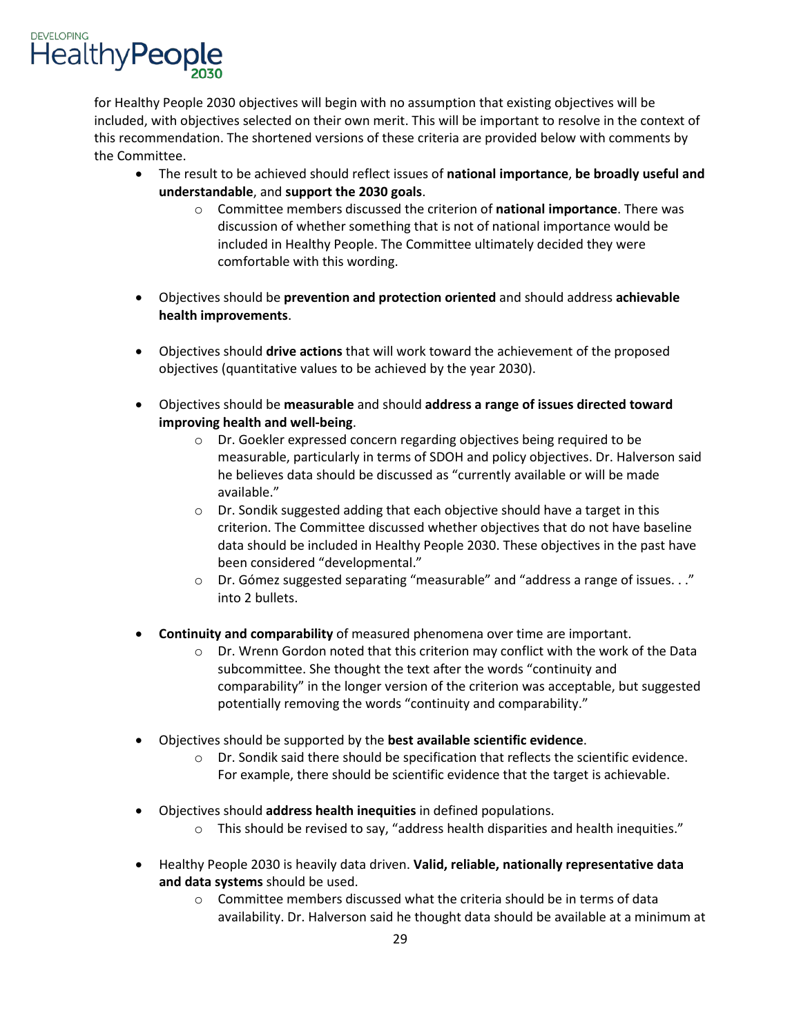for Healthy People 2030 objectives will begin with no assumption that existing objectives will be included, with objectives selected on their own merit. This will be important to resolve in the context of this recommendation. The shortened versions of these criteria are provided below with comments by the Committee.

- The result to be achieved should reflect issues of **national importance**, **be broadly useful and understandable**, and **support the 2030 goals**.
  - Committee members discussed the criterion of **national importance**. There was discussion of whether something that is not of national importance would be included in Healthy People. The Committee ultimately decided they were comfortable with this wording.

- Objectives should be **prevention and protection oriented** and should address **achievable health improvements**.

- Objectives should **drive actions** that will work toward the achievement of the proposed objectives (quantitative values to be achieved by the year 2030).

- Objectives should be **measurable** and should **address a range of issues directed toward improving health and well-being**.
  - Dr. Goekler expressed concern regarding objectives being required to be measurable, particularly in terms of SDOH and policy objectives. Dr. Halverson said he believes data should be discussed as "currently available or will be made available."
  - Dr. Sondik suggested adding that each objective should have a target in this criterion. The Committee discussed whether objectives that do not have baseline data should be included in Healthy People 2030. These objectives in the past have been considered "developmental."
  - Dr. Gómez suggested separating "measurable" and "address a range of issues. . ." into 2 bullets.

- **Continuity and comparability** of measured phenomena over time are important.
  - Dr. Wrenn Gordon noted that this criterion may conflict with the work of the Data subcommittee. She thought the text after the words "continuity and comparability" in the longer version of the criterion was acceptable, but suggested potentially removing the words "continuity and comparability."

- Objectives should be supported by the **best available scientific evidence**.
  - Dr. Sondik said there should be specification that reflects the scientific evidence. For example, there should be scientific evidence that the target is achievable.

- Objectives should **address health inequities** in defined populations.
  - This should be revised to say, "address health disparities and health inequities."

- Healthy People 2030 is heavily data driven. **Valid, reliable, nationally representative data and data systems** should be used.
  - Committee members discussed what the criteria should be in terms of data availability. Dr. Halverson said he thought data should be available at a minimum at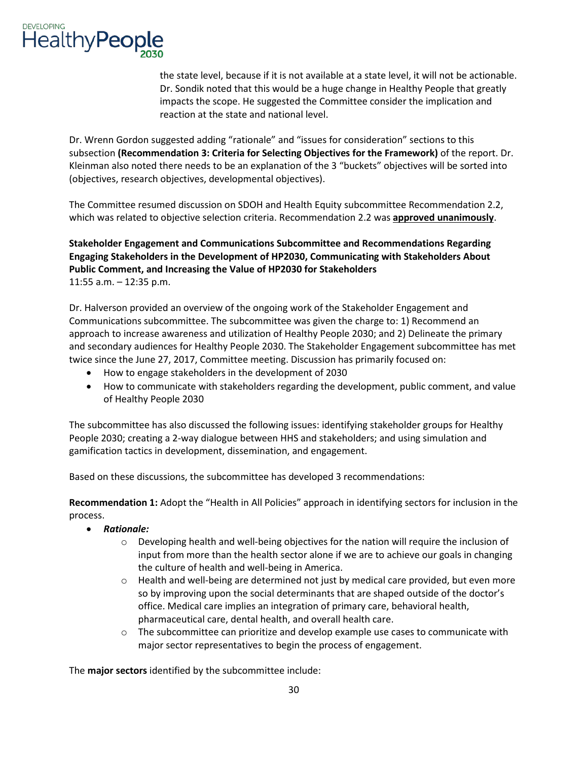the state level, because if it is not available at a state level, it will not be actionable. Dr. Sondik noted that this would be a huge change in Healthy People that greatly impacts the scope. He suggested the Committee consider the implication and reaction at the state and national level.

Dr. Wrenn Gordon suggested adding "rationale" and "issues for consideration" sections to this subsection **(Recommendation 3: Criteria for Selecting Objectives for the Framework)** of the report. Dr. Kleinman also noted there needs to be an explanation of the 3 "buckets" objectives will be sorted into (objectives, research objectives, developmental objectives).

The Committee resumed discussion on SDOH and Health Equity subcommittee Recommendation 2.2, which was related to objective selection criteria. Recommendation 2.2 was **approved unanimously**.

**Stakeholder Engagement and Communications Subcommittee and Recommendations Regarding Engaging Stakeholders in the Development of HP2030, Communicating with Stakeholders About Public Comment, and Increasing the Value of HP2030 for Stakeholders**
11:55 a.m. – 12:35 p.m.

Dr. Halverson provided an overview of the ongoing work of the Stakeholder Engagement and Communications subcommittee. The subcommittee was given the charge to: 1) Recommend an approach to increase awareness and utilization of Healthy People 2030; and 2) Delineate the primary and secondary audiences for Healthy People 2030. The Stakeholder Engagement subcommittee has met twice since the June 27, 2017, Committee meeting. Discussion has primarily focused on:

- How to engage stakeholders in the development of 2030
- How to communicate with stakeholders regarding the development, public comment, and value of Healthy People 2030

The subcommittee has also discussed the following issues: identifying stakeholder groups for Healthy People 2030; creating a 2-way dialogue between HHS and stakeholders; and using simulation and gamification tactics in development, dissemination, and engagement.

Based on these discussions, the subcommittee has developed 3 recommendations:

**Recommendation 1:** Adopt the "Health in All Policies" approach in identifying sectors for inclusion in the process.

- ***Rationale:***
  - Developing health and well-being objectives for the nation will require the inclusion of input from more than the health sector alone if we are to achieve our goals in changing the culture of health and well-being in America.
  - Health and well-being are determined not just by medical care provided, but even more so by improving upon the social determinants that are shaped outside of the doctor's office. Medical care implies an integration of primary care, behavioral health, pharmaceutical care, dental health, and overall health care.
  - The subcommittee can prioritize and develop example use cases to communicate with major sector representatives to begin the process of engagement.

The **major sectors** identified by the subcommittee include: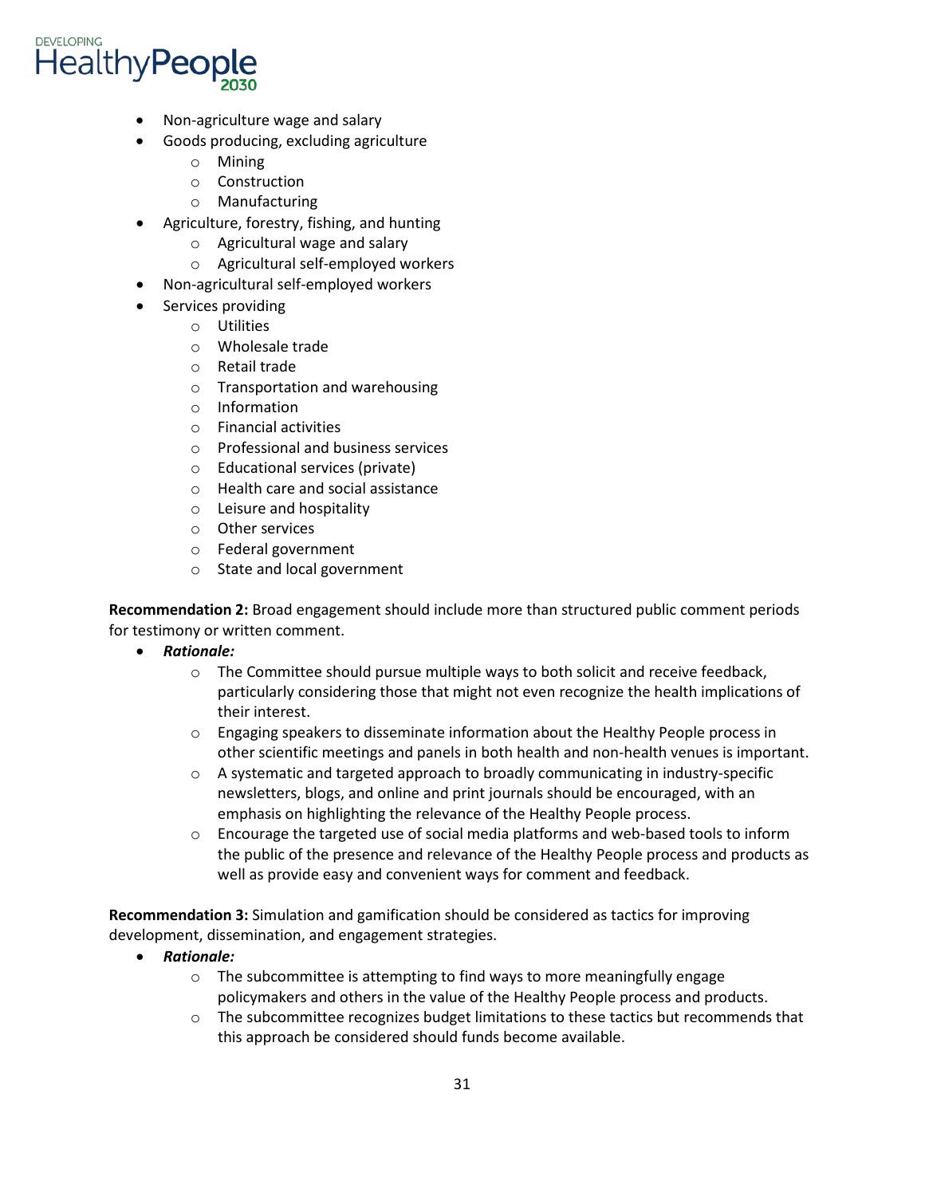- Non-agriculture wage and salary
- Goods producing, excluding agriculture
    - Mining
    - Construction
    - Manufacturing
- Agriculture, forestry, fishing, and hunting
    - Agricultural wage and salary
    - Agricultural self-employed workers
- Non-agricultural self-employed workers
- Services providing
    - Utilities
    - Wholesale trade
    - Retail trade
    - Transportation and warehousing
    - Information
    - Financial activities
    - Professional and business services
    - Educational services (private)
    - Health care and social assistance
    - Leisure and hospitality
    - Other services
    - Federal government
    - State and local government

**Recommendation 2:** Broad engagement should include more than structured public comment periods for testimony or written comment.

- ***Rationale:***
    - The Committee should pursue multiple ways to both solicit and receive feedback, particularly considering those that might not even recognize the health implications of their interest.
    - Engaging speakers to disseminate information about the Healthy People process in other scientific meetings and panels in both health and non-health venues is important.
    - A systematic and targeted approach to broadly communicating in industry-specific newsletters, blogs, and online and print journals should be encouraged, with an emphasis on highlighting the relevance of the Healthy People process.
    - Encourage the targeted use of social media platforms and web-based tools to inform the public of the presence and relevance of the Healthy People process and products as well as provide easy and convenient ways for comment and feedback.

**Recommendation 3:** Simulation and gamification should be considered as tactics for improving development, dissemination, and engagement strategies.

- ***Rationale:***
    - The subcommittee is attempting to find ways to more meaningfully engage policymakers and others in the value of the Healthy People process and products.
    - The subcommittee recognizes budget limitations to these tactics but recommends that this approach be considered should funds become available.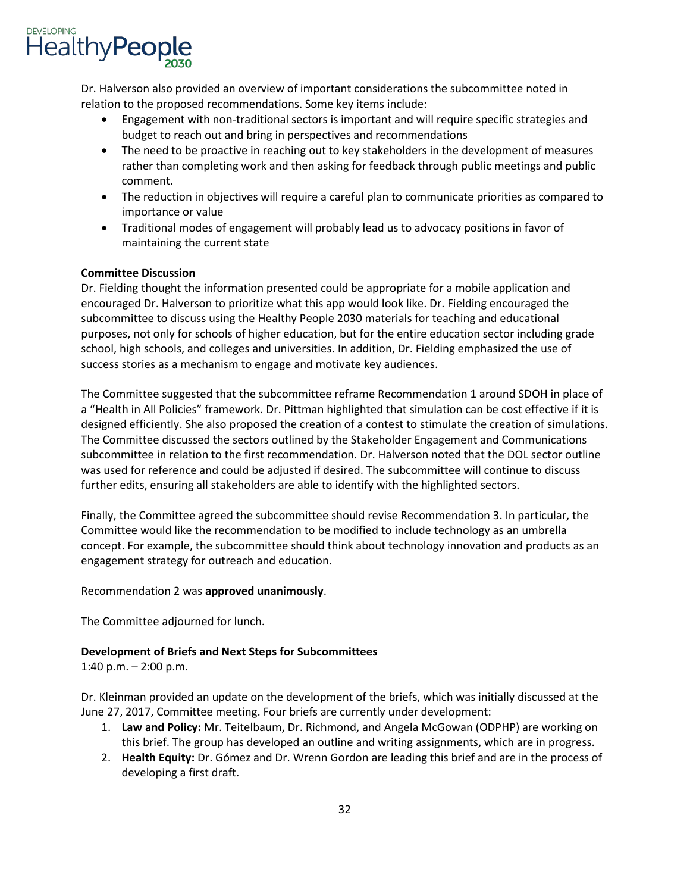Dr. Halverson also provided an overview of important considerations the subcommittee noted in relation to the proposed recommendations. Some key items include:

- Engagement with non-traditional sectors is important and will require specific strategies and budget to reach out and bring in perspectives and recommendations
- The need to be proactive in reaching out to key stakeholders in the development of measures rather than completing work and then asking for feedback through public meetings and public comment.
- The reduction in objectives will require a careful plan to communicate priorities as compared to importance or value
- Traditional modes of engagement will probably lead us to advocacy positions in favor of maintaining the current state

**Committee Discussion**

Dr. Fielding thought the information presented could be appropriate for a mobile application and encouraged Dr. Halverson to prioritize what this app would look like. Dr. Fielding encouraged the subcommittee to discuss using the Healthy People 2030 materials for teaching and educational purposes, not only for schools of higher education, but for the entire education sector including grade school, high schools, and colleges and universities. In addition, Dr. Fielding emphasized the use of success stories as a mechanism to engage and motivate key audiences.

The Committee suggested that the subcommittee reframe Recommendation 1 around SDOH in place of a "Health in All Policies" framework. Dr. Pittman highlighted that simulation can be cost effective if it is designed efficiently. She also proposed the creation of a contest to stimulate the creation of simulations. The Committee discussed the sectors outlined by the Stakeholder Engagement and Communications subcommittee in relation to the first recommendation. Dr. Halverson noted that the DOL sector outline was used for reference and could be adjusted if desired. The subcommittee will continue to discuss further edits, ensuring all stakeholders are able to identify with the highlighted sectors.

Finally, the Committee agreed the subcommittee should revise Recommendation 3. In particular, the Committee would like the recommendation to be modified to include technology as an umbrella concept. For example, the subcommittee should think about technology innovation and products as an engagement strategy for outreach and education.

Recommendation 2 was **approved unanimously**.

The Committee adjourned for lunch.

**Development of Briefs and Next Steps for Subcommittees**

1:40 p.m. – 2:00 p.m.

Dr. Kleinman provided an update on the development of the briefs, which was initially discussed at the June 27, 2017, Committee meeting. Four briefs are currently under development:

1. **Law and Policy:** Mr. Teitelbaum, Dr. Richmond, and Angela McGowan (ODPHP) are working on this brief. The group has developed an outline and writing assignments, which are in progress.
2. **Health Equity:** Dr. Gómez and Dr. Wrenn Gordon are leading this brief and are in the process of developing a first draft.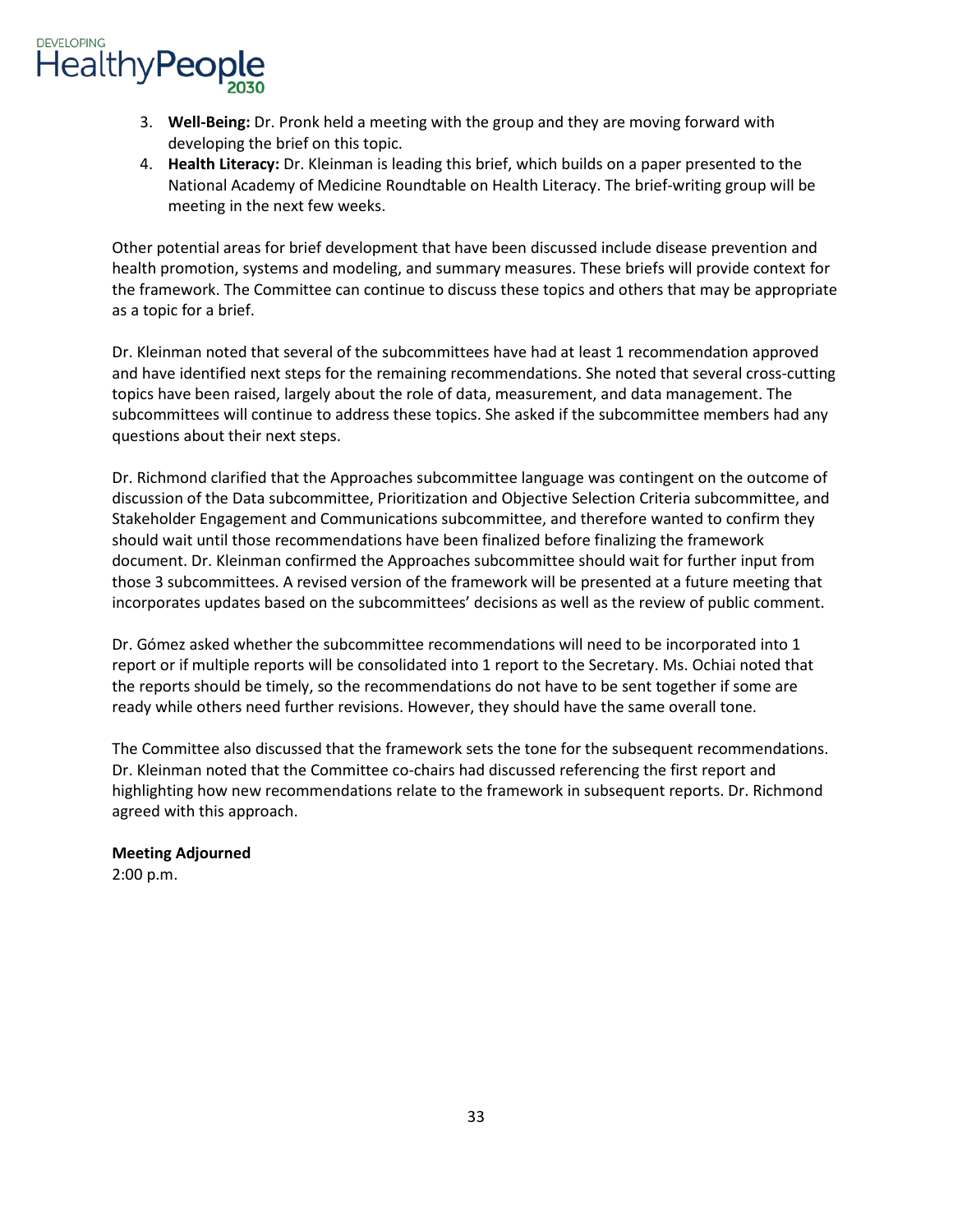3. **Well-Being:** Dr. Pronk held a meeting with the group and they are moving forward with developing the brief on this topic.
4. **Health Literacy:** Dr. Kleinman is leading this brief, which builds on a paper presented to the National Academy of Medicine Roundtable on Health Literacy. The brief-writing group will be meeting in the next few weeks.

Other potential areas for brief development that have been discussed include disease prevention and health promotion, systems and modeling, and summary measures. These briefs will provide context for the framework. The Committee can continue to discuss these topics and others that may be appropriate as a topic for a brief.

Dr. Kleinman noted that several of the subcommittees have had at least 1 recommendation approved and have identified next steps for the remaining recommendations. She noted that several cross-cutting topics have been raised, largely about the role of data, measurement, and data management. The subcommittees will continue to address these topics. She asked if the subcommittee members had any questions about their next steps.

Dr. Richmond clarified that the Approaches subcommittee language was contingent on the outcome of discussion of the Data subcommittee, Prioritization and Objective Selection Criteria subcommittee, and Stakeholder Engagement and Communications subcommittee, and therefore wanted to confirm they should wait until those recommendations have been finalized before finalizing the framework document. Dr. Kleinman confirmed the Approaches subcommittee should wait for further input from those 3 subcommittees. A revised version of the framework will be presented at a future meeting that incorporates updates based on the subcommittees' decisions as well as the review of public comment.

Dr. Gómez asked whether the subcommittee recommendations will need to be incorporated into 1 report or if multiple reports will be consolidated into 1 report to the Secretary. Ms. Ochiai noted that the reports should be timely, so the recommendations do not have to be sent together if some are ready while others need further revisions. However, they should have the same overall tone.

The Committee also discussed that the framework sets the tone for the subsequent recommendations. Dr. Kleinman noted that the Committee co-chairs had discussed referencing the first report and highlighting how new recommendations relate to the framework in subsequent reports. Dr. Richmond agreed with this approach.

**Meeting Adjourned**
2:00 p.m.